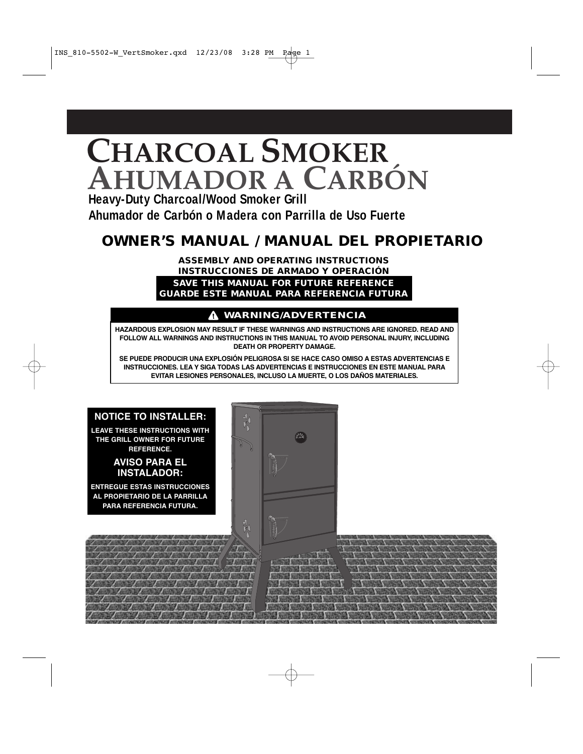# CHARCOAL SMOKER
# AHUMADOR A CARBÓN

**Heavy-Duty Charcoal/Wood Smoker Grill**

**Ahumador de Carbón o Madera con Parrilla de Uso Fuerte**

## OWNER'S MANUAL / MANUAL DEL PROPIETARIO

**ASSEMBLY AND OPERATING INSTRUCTIONS**
**INSTRUCCIONES DE ARMADO Y OPERACIÓN**

**SAVE THIS MANUAL FOR FUTURE REFERENCE**
**GUARDE ESTE MANUAL PARA REFERENCIA FUTURA**

### ⚠ WARNING/ADVERTENCIA

**HAZARDOUS EXPLOSION MAY RESULT IF THESE WARNINGS AND INSTRUCTIONS ARE IGNORED. READ AND FOLLOW ALL WARNINGS AND INSTRUCTIONS IN THIS MANUAL TO AVOID PERSONAL INJURY, INCLUDING DEATH OR PROPERTY DAMAGE.**

**SE PUEDE PRODUCIR UNA EXPLOSIÓN PELIGROSA SI SE HACE CASO OMISO A ESTAS ADVERTENCIAS E INSTRUCCIONES. LEA Y SIGA TODAS LAS ADVERTENCIAS E INSTRUCCIONES EN ESTE MANUAL PARA EVITAR LESIONES PERSONALES, INCLUSO LA MUERTE, O LOS DAÑOS MATERIALES.**

### NOTICE TO INSTALLER:

**LEAVE THESE INSTRUCTIONS WITH THE GRILL OWNER FOR FUTURE REFERENCE.**

### AVISO PARA EL INSTALADOR:

**ENTREGUE ESTAS INSTRUCCIONES AL PROPIETARIO DE LA PARRILLA PARA REFERENCIA FUTURA.**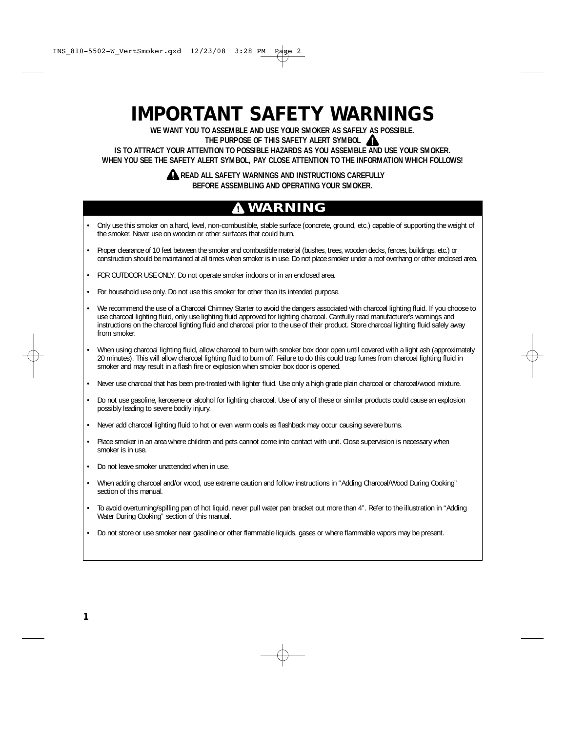# IMPORTANT SAFETY WARNINGS

**WE WANT YOU TO ASSEMBLE AND USE YOUR SMOKER AS SAFELY AS POSSIBLE.**
**THE PURPOSE OF THIS SAFETY ALERT SYMBOL ⚠**
**IS TO ATTRACT YOUR ATTENTION TO POSSIBLE HAZARDS AS YOU ASSEMBLE AND USE YOUR SMOKER.**
**WHEN YOU SEE THE SAFETY ALERT SYMBOL, PAY CLOSE ATTENTION TO THE INFORMATION WHICH FOLLOWS!**

**⚠ READ ALL SAFETY WARNINGS AND INSTRUCTIONS CAREFULLY BEFORE ASSEMBLING AND OPERATING YOUR SMOKER.**

## ⚠ WARNING

- Only use this smoker on a hard, level, non-combustible, stable surface (concrete, ground, etc.) capable of supporting the weight of the smoker. Never use on wooden or other surfaces that could burn.
- Proper clearance of 10 feet between the smoker and combustible material (bushes, trees, wooden decks, fences, buildings, etc.) or construction should be maintained at all times when smoker is in use. Do not place smoker under a roof overhang or other enclosed area.
- FOR OUTDOOR USE ONLY. Do not operate smoker indoors or in an enclosed area.
- For household use only. Do not use this smoker for other than its intended purpose.
- We recommend the use of a Charcoal Chimney Starter to avoid the dangers associated with charcoal lighting fluid. If you choose to use charcoal lighting fluid, only use lighting fluid approved for lighting charcoal. Carefully read manufacturer's warnings and instructions on the charcoal lighting fluid and charcoal prior to the use of their product. Store charcoal lighting fluid safely away from smoker.
- When using charcoal lighting fluid, allow charcoal to burn with smoker box door open until covered with a light ash (approximately 20 minutes). This will allow charcoal lighting fluid to burn off. Failure to do this could trap fumes from charcoal lighting fluid in smoker and may result in a flash fire or explosion when smoker box door is opened.
- Never use charcoal that has been pre-treated with lighter fluid. Use only a high grade plain charcoal or charcoal/wood mixture.
- Do not use gasoline, kerosene or alcohol for lighting charcoal. Use of any of these or similar products could cause an explosion possibly leading to severe bodily injury.
- Never add charcoal lighting fluid to hot or even warm coals as flashback may occur causing severe burns.
- Place smoker in an area where children and pets cannot come into contact with unit. Close supervision is necessary when smoker is in use.
- Do not leave smoker unattended when in use.
- When adding charcoal and/or wood, use extreme caution and follow instructions in "Adding Charcoal/Wood During Cooking" section of this manual.
- To avoid overturning/spilling pan of hot liquid, never pull water pan bracket out more than 4". Refer to the illustration in "Adding Water During Cooking" section of this manual.
- Do not store or use smoker near gasoline or other flammable liquids, gases or where flammable vapors may be present.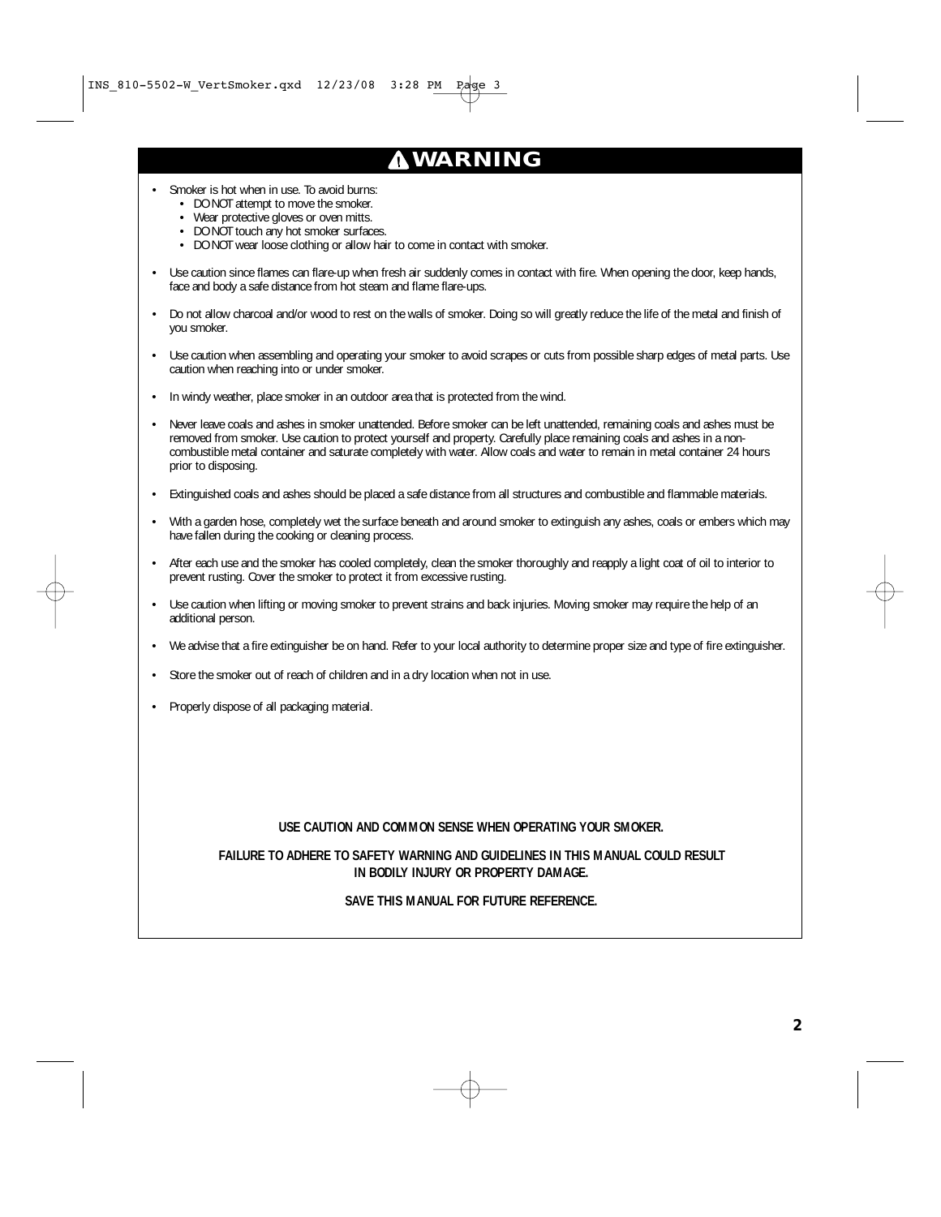# ⚠ WARNING

- Smoker is hot when in use. To avoid burns:
  - DO NOT attempt to move the smoker.
  - Wear protective gloves or oven mitts.
  - DO NOT touch any hot smoker surfaces.
  - DO NOT wear loose clothing or allow hair to come in contact with smoker.
- Use caution since flames can flare-up when fresh air suddenly comes in contact with fire. When opening the door, keep hands, face and body a safe distance from hot steam and flame flare-ups.
- Do not allow charcoal and/or wood to rest on the walls of smoker. Doing so will greatly reduce the life of the metal and finish of you smoker.
- Use caution when assembling and operating your smoker to avoid scrapes or cuts from possible sharp edges of metal parts. Use caution when reaching into or under smoker.
- In windy weather, place smoker in an outdoor area that is protected from the wind.
- Never leave coals and ashes in smoker unattended. Before smoker can be left unattended, remaining coals and ashes must be removed from smoker. Use caution to protect yourself and property. Carefully place remaining coals and ashes in a non-combustible metal container and saturate completely with water. Allow coals and water to remain in metal container 24 hours prior to disposing.
- Extinguished coals and ashes should be placed a safe distance from all structures and combustible and flammable materials.
- With a garden hose, completely wet the surface beneath and around smoker to extinguish any ashes, coals or embers which may have fallen during the cooking or cleaning process.
- After each use and the smoker has cooled completely, clean the smoker thoroughly and reapply a light coat of oil to interior to prevent rusting. Cover the smoker to protect it from excessive rusting.
- Use caution when lifting or moving smoker to prevent strains and back injuries. Moving smoker may require the help of an additional person.
- We advise that a fire extinguisher be on hand. Refer to your local authority to determine proper size and type of fire extinguisher.
- Store the smoker out of reach of children and in a dry location when not in use.
- Properly dispose of all packaging material.

**USE CAUTION AND COMMON SENSE WHEN OPERATING YOUR SMOKER.**

**FAILURE TO ADHERE TO SAFETY WARNING AND GUIDELINES IN THIS MANUAL COULD RESULT IN BODILY INJURY OR PROPERTY DAMAGE.**

**SAVE THIS MANUAL FOR FUTURE REFERENCE.**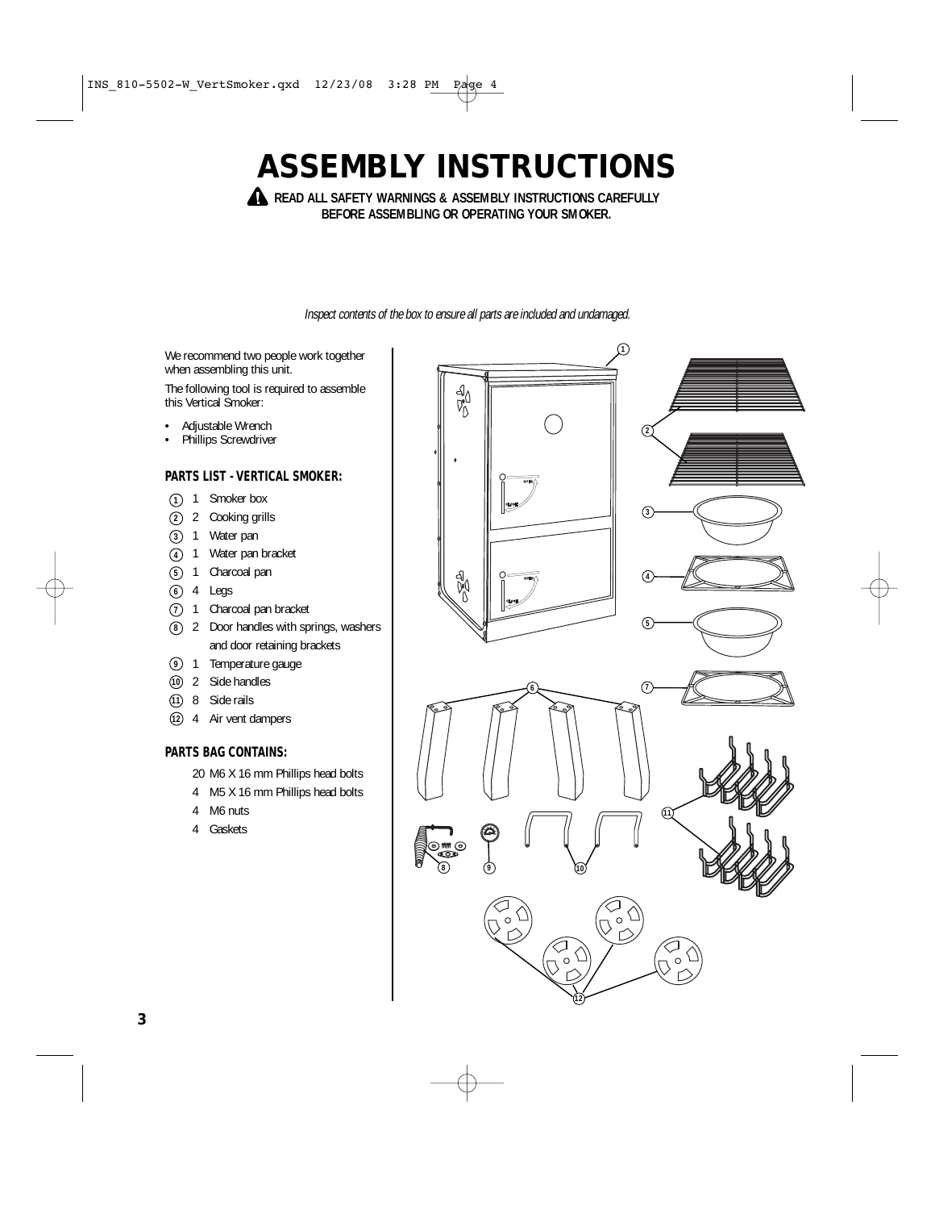# ASSEMBLY INSTRUCTIONS

**⚠ READ ALL SAFETY WARNINGS & ASSEMBLY INSTRUCTIONS CAREFULLY BEFORE ASSEMBLING OR OPERATING YOUR SMOKER.**

*Inspect contents of the box to ensure all parts are included and undamaged.*

We recommend two people work together when assembling this unit.

The following tool is required to assemble this Vertical Smoker:

- Adjustable Wrench
- Phillips Screwdriver

### PARTS LIST - VERTICAL SMOKER:

1. 1 Smoker box
2. 2 Cooking grills
3. 1 Water pan
4. 1 Water pan bracket
5. 1 Charcoal pan
6. 4 Legs
7. 1 Charcoal pan bracket
8. 2 Door handles with springs, washers and door retaining brackets
9. 1 Temperature gauge
10. 2 Side handles
11. 8 Side rails
12. 4 Air vent dampers

### PARTS BAG CONTAINS:

- 20 M6 X 16 mm Phillips head bolts
- 4 M5 X 16 mm Phillips head bolts
- 4 M6 nuts
- 4 Gaskets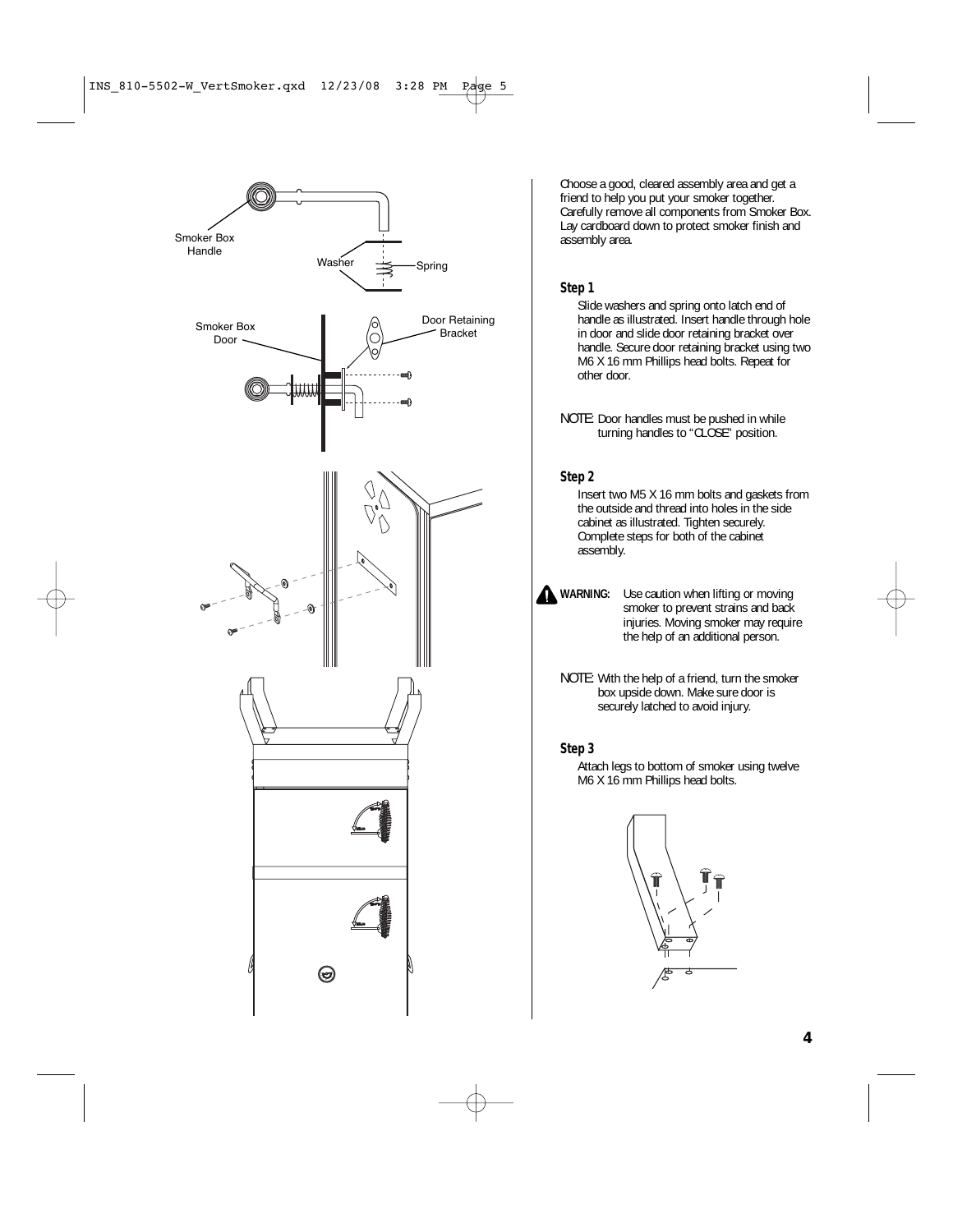Smoker Box Handle

Washer

Spring

Smoker Box Door

Door Retaining Bracket

Choose a good, cleared assembly area and get a friend to help you put your smoker together. Carefully remove all components from Smoker Box. Lay cardboard down to protect smoker finish and assembly area.

### Step 1

Slide washers and spring onto latch end of handle as illustrated. Insert handle through hole in door and slide door retaining bracket over handle. Secure door retaining bracket using two M6 X 16 mm Phillips head bolts. Repeat for other door.

NOTE: Door handles must be pushed in while turning handles to "CLOSE" position.

### Step 2

Insert two M5 X 16 mm bolts and gaskets from the outside and thread into holes in the side cabinet as illustrated. Tighten securely. Complete steps for both of the cabinet assembly.

**WARNING:** Use caution when lifting or moving smoker to prevent strains and back injuries. Moving smoker may require the help of an additional person.

NOTE: With the help of a friend, turn the smoker box upside down. Make sure door is securely latched to avoid injury.

### Step 3

Attach legs to bottom of smoker using twelve M6 X 16 mm Phillips head bolts.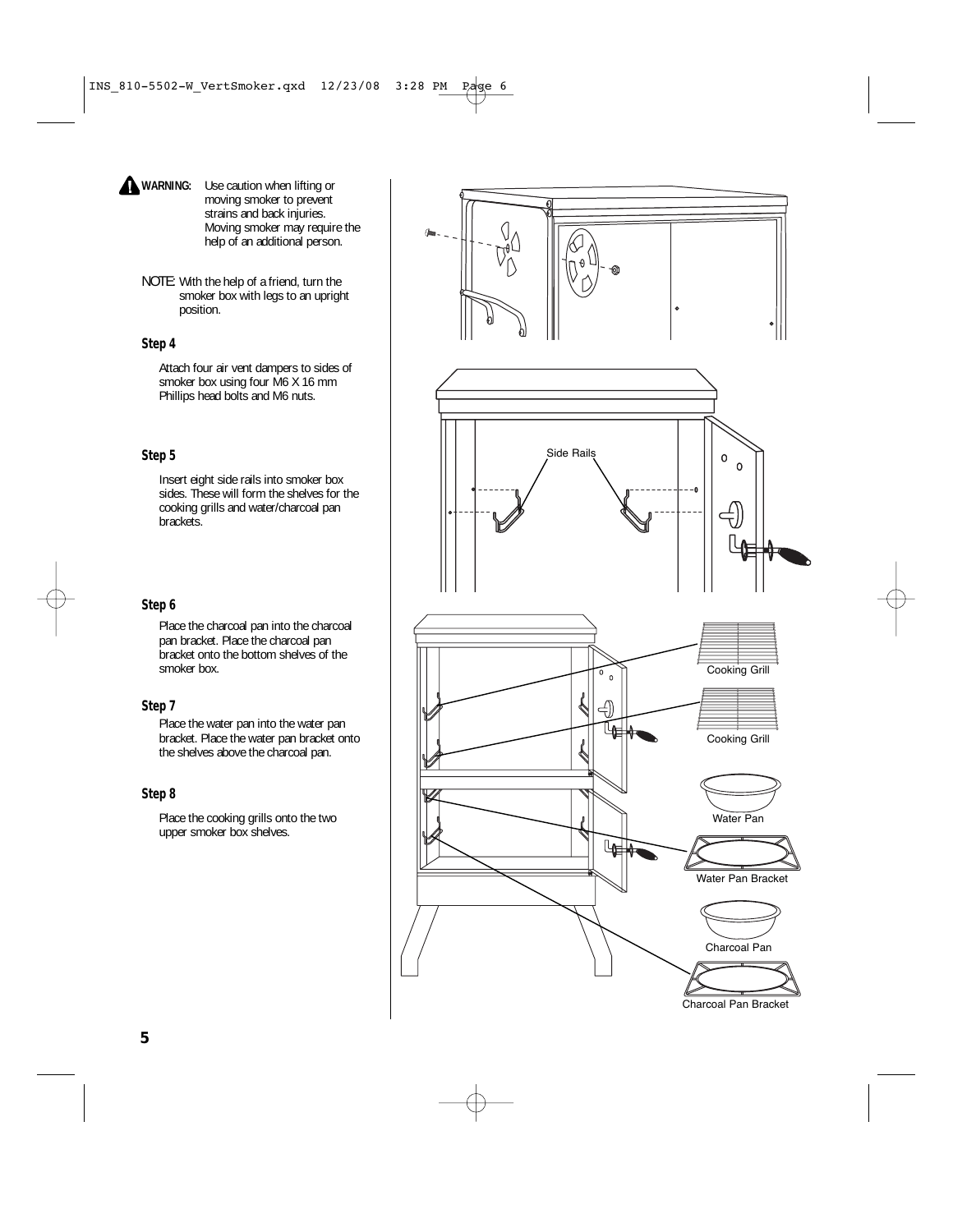**WARNING:** Use caution when lifting or moving smoker to prevent strains and back injuries. Moving smoker may require the help of an additional person.

NOTE: With the help of a friend, turn the smoker box with legs to an upright position.

### Step 4

Attach four air vent dampers to sides of smoker box using four M6 X 16 mm Phillips head bolts and M6 nuts.

### Step 5

Insert eight side rails into smoker box sides. These will form the shelves for the cooking grills and water/charcoal pan brackets.

### Step 6

Place the charcoal pan into the charcoal pan bracket. Place the charcoal pan bracket onto the bottom shelves of the smoker box.

### Step 7

Place the water pan into the water pan bracket. Place the water pan bracket onto the shelves above the charcoal pan.

### Step 8

Place the cooking grills onto the two upper smoker box shelves.

Side Rails

Cooking Grill

Cooking Grill

Water Pan

Water Pan Bracket

Charcoal Pan

Charcoal Pan Bracket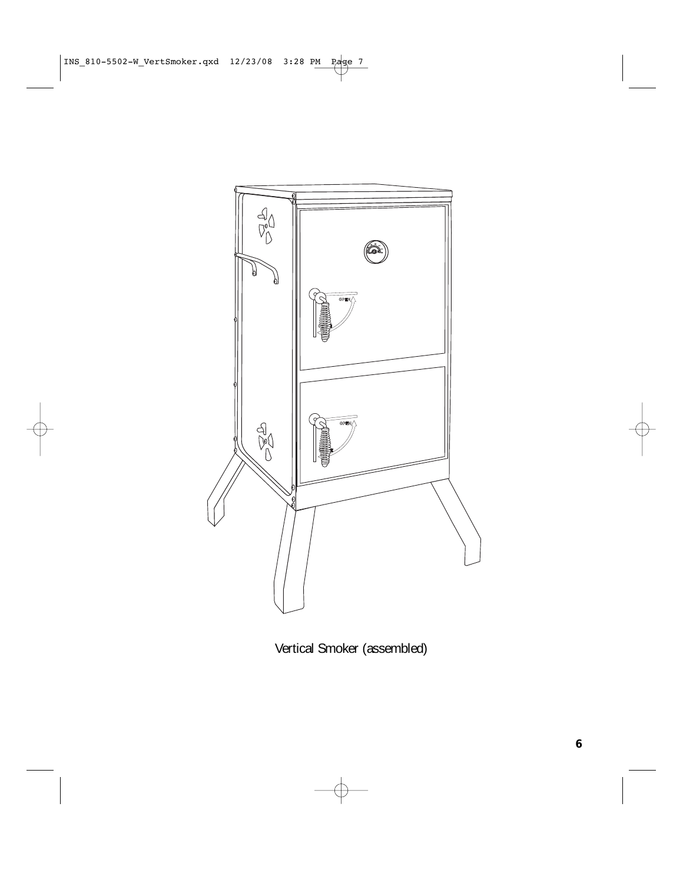Vertical Smoker (assembled)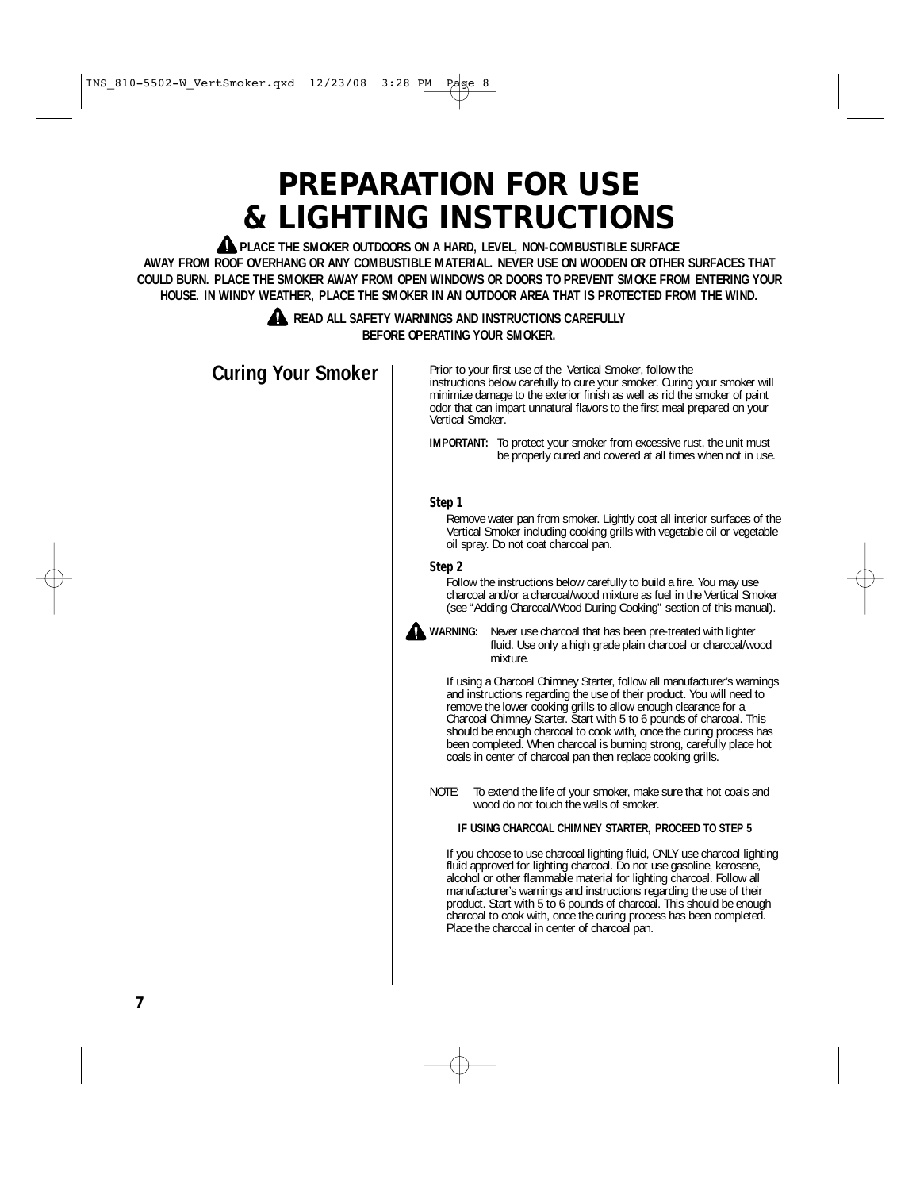# PREPARATION FOR USE & LIGHTING INSTRUCTIONS

**⚠ PLACE THE SMOKER OUTDOORS ON A HARD, LEVEL, NON-COMBUSTIBLE SURFACE AWAY FROM ROOF OVERHANG OR ANY COMBUSTIBLE MATERIAL. NEVER USE ON WOODEN OR OTHER SURFACES THAT COULD BURN. PLACE THE SMOKER AWAY FROM OPEN WINDOWS OR DOORS TO PREVENT SMOKE FROM ENTERING YOUR HOUSE. IN WINDY WEATHER, PLACE THE SMOKER IN AN OUTDOOR AREA THAT IS PROTECTED FROM THE WIND.**

**⚠ READ ALL SAFETY WARNINGS AND INSTRUCTIONS CAREFULLY BEFORE OPERATING YOUR SMOKER.**

## Curing Your Smoker

Prior to your first use of the Vertical Smoker, follow the instructions below carefully to cure your smoker. Curing your smoker will minimize damage to the exterior finish as well as rid the smoker of paint odor that can impart unnatural flavors to the first meal prepared on your Vertical Smoker.

**IMPORTANT:** To protect your smoker from excessive rust, the unit must be properly cured and covered at all times when not in use.

### Step 1

Remove water pan from smoker. Lightly coat all interior surfaces of the Vertical Smoker including cooking grills with vegetable oil or vegetable oil spray. Do not coat charcoal pan.

### Step 2

Follow the instructions below carefully to build a fire. You may use charcoal and/or a charcoal/wood mixture as fuel in the Vertical Smoker (see "Adding Charcoal/Wood During Cooking" section of this manual).

**⚠ WARNING:** Never use charcoal that has been pre-treated with lighter fluid. Use only a high grade plain charcoal or charcoal/wood mixture.

If using a Charcoal Chimney Starter, follow all manufacturer's warnings and instructions regarding the use of their product. You will need to remove the lower cooking grills to allow enough clearance for a Charcoal Chimney Starter. Start with 5 to 6 pounds of charcoal. This should be enough charcoal to cook with, once the curing process has been completed. When charcoal is burning strong, carefully place hot coals in center of charcoal pan then replace cooking grills.

NOTE: To extend the life of your smoker, make sure that hot coals and wood do not touch the walls of smoker.

**IF USING CHARCOAL CHIMNEY STARTER, PROCEED TO STEP 5**

If you choose to use charcoal lighting fluid, ONLY use charcoal lighting fluid approved for lighting charcoal. Do not use gasoline, kerosene, alcohol or other flammable material for lighting charcoal. Follow all manufacturer's warnings and instructions regarding the use of their product. Start with 5 to 6 pounds of charcoal. This should be enough charcoal to cook with, once the curing process has been completed. Place the charcoal in center of charcoal pan.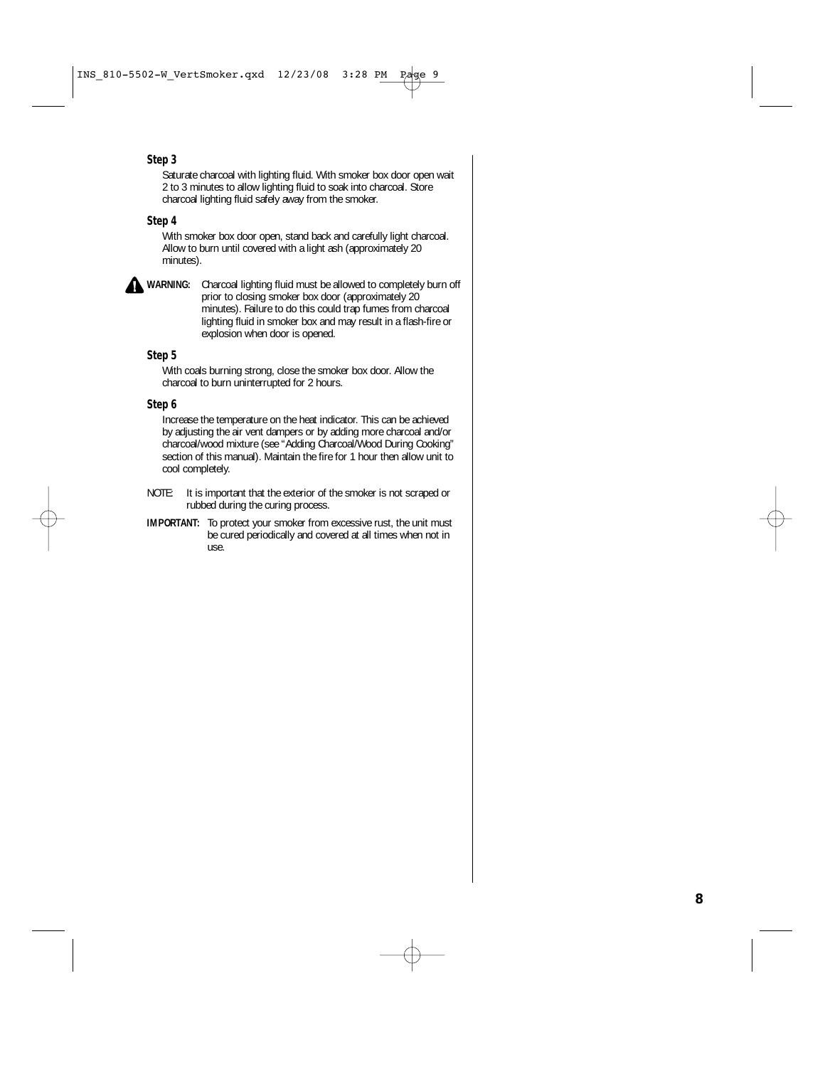### Step 3

Saturate charcoal with lighting fluid. With smoker box door open wait 2 to 3 minutes to allow lighting fluid to soak into charcoal. Store charcoal lighting fluid safely away from the smoker.

### Step 4

With smoker box door open, stand back and carefully light charcoal. Allow to burn until covered with a light ash (approximately 20 minutes).

**WARNING:** Charcoal lighting fluid must be allowed to completely burn off prior to closing smoker box door (approximately 20 minutes). Failure to do this could trap fumes from charcoal lighting fluid in smoker box and may result in a flash-fire or explosion when door is opened.

### Step 5

With coals burning strong, close the smoker box door. Allow the charcoal to burn uninterrupted for 2 hours.

### Step 6

Increase the temperature on the heat indicator. This can be achieved by adjusting the air vent dampers or by adding more charcoal and/or charcoal/wood mixture (see "Adding Charcoal/Wood During Cooking" section of this manual). Maintain the fire for 1 hour then allow unit to cool completely.

NOTE: It is important that the exterior of the smoker is not scraped or rubbed during the curing process.

**IMPORTANT:** To protect your smoker from excessive rust, the unit must be cured periodically and covered at all times when not in use.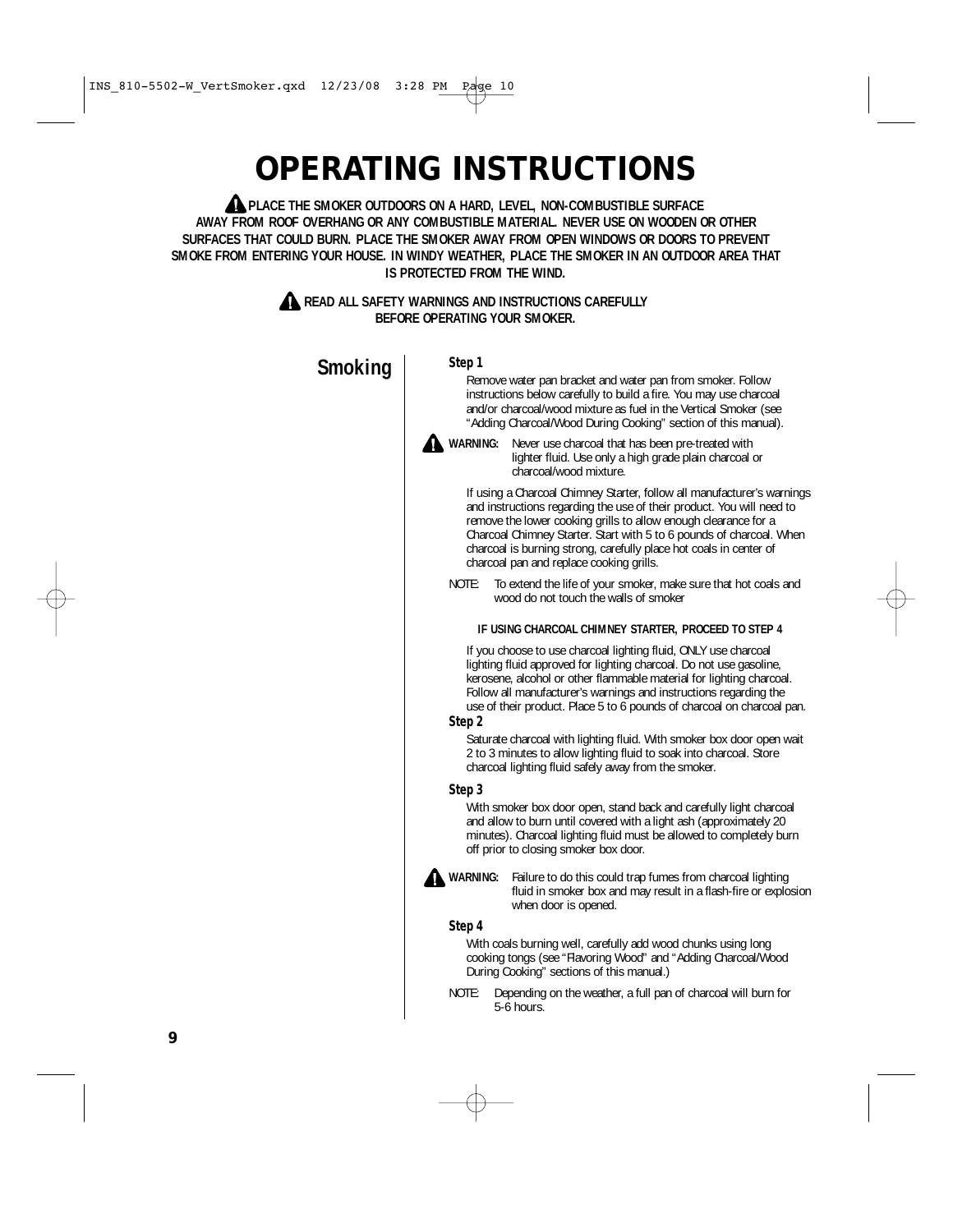# OPERATING INSTRUCTIONS

**⚠ PLACE THE SMOKER OUTDOORS ON A HARD, LEVEL, NON-COMBUSTIBLE SURFACE AWAY FROM ROOF OVERHANG OR ANY COMBUSTIBLE MATERIAL. NEVER USE ON WOODEN OR OTHER SURFACES THAT COULD BURN. PLACE THE SMOKER AWAY FROM OPEN WINDOWS OR DOORS TO PREVENT SMOKE FROM ENTERING YOUR HOUSE. IN WINDY WEATHER, PLACE THE SMOKER IN AN OUTDOOR AREA THAT IS PROTECTED FROM THE WIND.**

**⚠ READ ALL SAFETY WARNINGS AND INSTRUCTIONS CAREFULLY BEFORE OPERATING YOUR SMOKER.**

## Smoking

***Step 1***

Remove water pan bracket and water pan from smoker. Follow instructions below carefully to build a fire. You may use charcoal and/or charcoal/wood mixture as fuel in the Vertical Smoker (see "Adding Charcoal/Wood During Cooking" section of this manual).

⚠ **WARNING:** Never use charcoal that has been pre-treated with lighter fluid. Use only a high grade plain charcoal or charcoal/wood mixture.

If using a Charcoal Chimney Starter, follow all manufacturer's warnings and instructions regarding the use of their product. You will need to remove the lower cooking grills to allow enough clearance for a Charcoal Chimney Starter. Start with 5 to 6 pounds of charcoal. When charcoal is burning strong, carefully place hot coals in center of charcoal pan and replace cooking grills.

NOTE: To extend the life of your smoker, make sure that hot coals and wood do not touch the walls of smoker

**IF USING CHARCOAL CHIMNEY STARTER, PROCEED TO STEP 4**

If you choose to use charcoal lighting fluid, ONLY use charcoal lighting fluid approved for lighting charcoal. Do not use gasoline, kerosene, alcohol or other flammable material for lighting charcoal. Follow all manufacturer's warnings and instructions regarding the use of their product. Place 5 to 6 pounds of charcoal on charcoal pan.

***Step 2***

Saturate charcoal with lighting fluid. With smoker box door open wait 2 to 3 minutes to allow lighting fluid to soak into charcoal. Store charcoal lighting fluid safely away from the smoker.

***Step 3***

With smoker box door open, stand back and carefully light charcoal and allow to burn until covered with a light ash (approximately 20 minutes). Charcoal lighting fluid must be allowed to completely burn off prior to closing smoker box door.

⚠ **WARNING:** Failure to do this could trap fumes from charcoal lighting fluid in smoker box and may result in a flash-fire or explosion when door is opened.

***Step 4***

With coals burning well, carefully add wood chunks using long cooking tongs (see "Flavoring Wood" and "Adding Charcoal/Wood During Cooking" sections of this manual.)

NOTE: Depending on the weather, a full pan of charcoal will burn for 5-6 hours.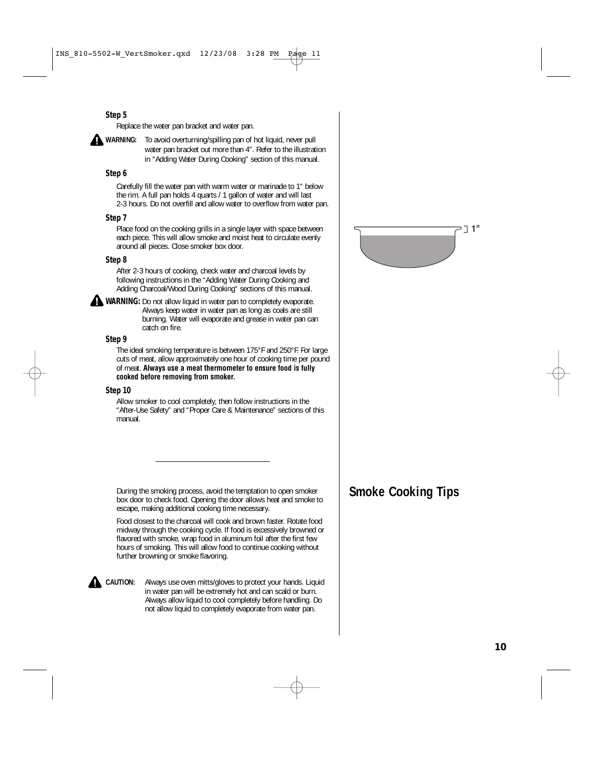**Step 5**

Replace the water pan bracket and water pan.

**WARNING:** To avoid overturning/spilling pan of hot liquid, never pull water pan bracket out more than 4". Refer to the illustration in "Adding Water During Cooking" section of this manual.

**Step 6**

Carefully fill the water pan with warm water or marinade to 1" below the rim. A full pan holds 4 quarts / 1 gallon of water and will last 2-3 hours. Do not overfill and allow water to overflow from water pan.

1"

**Step 7**

Place food on the cooking grills in a single layer with space between each piece. This will allow smoke and moist heat to circulate evenly around all pieces. Close smoker box door.

**Step 8**

After 2-3 hours of cooking, check water and charcoal levels by following instructions in the "Adding Water During Cooking and Adding Charcoal/Wood During Cooking" sections of this manual.

**WARNING:** Do not allow liquid in water pan to completely evaporate. Always keep water in water pan as long as coals are still burning. Water will evaporate and grease in water pan can catch on fire.

**Step 9**

The ideal smoking temperature is between 175°F and 250°F. For large cuts of meat, allow approximately one hour of cooking time per pound of meat. **Always use a meat thermometer to ensure food is fully cooked before removing from smoker.**

**Step 10**

Allow smoker to cool completely, then follow instructions in the "After-Use Safety" and "Proper Care & Maintenance" sections of this manual.

## Smoke Cooking Tips

During the smoking process, avoid the temptation to open smoker box door to check food. Opening the door allows heat and smoke to escape, making additional cooking time necessary.

Food closest to the charcoal will cook and brown faster. Rotate food midway through the cooking cycle. If food is excessively browned or flavored with smoke, wrap food in aluminum foil after the first few hours of smoking. This will allow food to continue cooking without further browning or smoke flavoring.

**CAUTION:** Always use oven mitts/gloves to protect your hands. Liquid in water pan will be extremely hot and can scald or burn. Always allow liquid to cool completely before handling. Do not allow liquid to completely evaporate from water pan.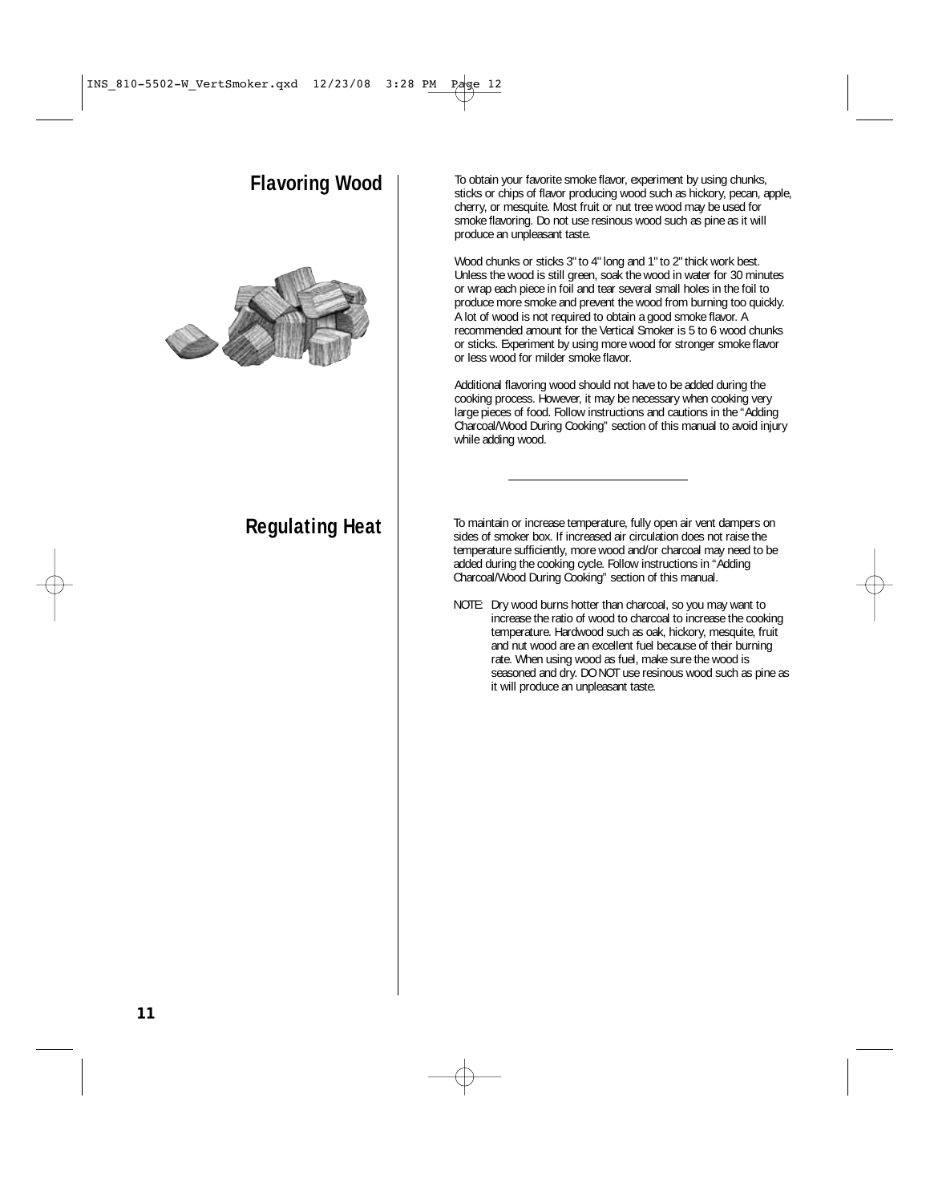## Flavoring Wood

To obtain your favorite smoke flavor, experiment by using chunks, sticks or chips of flavor producing wood such as hickory, pecan, apple, cherry, or mesquite. Most fruit or nut tree wood may be used for smoke flavoring. Do not use resinous wood such as pine as it will produce an unpleasant taste.

Wood chunks or sticks 3" to 4" long and 1" to 2" thick work best. Unless the wood is still green, soak the wood in water for 30 minutes or wrap each piece in foil and tear several small holes in the foil to produce more smoke and prevent the wood from burning too quickly. A lot of wood is not required to obtain a good smoke flavor. A recommended amount for the Vertical Smoker is 5 to 6 wood chunks or sticks. Experiment by using more wood for stronger smoke flavor or less wood for milder smoke flavor.

Additional flavoring wood should not have to be added during the cooking process. However, it may be necessary when cooking very large pieces of food. Follow instructions and cautions in the "Adding Charcoal/Wood During Cooking" section of this manual to avoid injury while adding wood.

## Regulating Heat

To maintain or increase temperature, fully open air vent dampers on sides of smoker box. If increased air circulation does not raise the temperature sufficiently, more wood and/or charcoal may need to be added during the cooking cycle. Follow instructions in "Adding Charcoal/Wood During Cooking" section of this manual.

NOTE: Dry wood burns hotter than charcoal, so you may want to increase the ratio of wood to charcoal to increase the cooking temperature. Hardwood such as oak, hickory, mesquite, fruit and nut wood are an excellent fuel because of their burning rate. When using wood as fuel, make sure the wood is seasoned and dry. DO NOT use resinous wood such as pine as it will produce an unpleasant taste.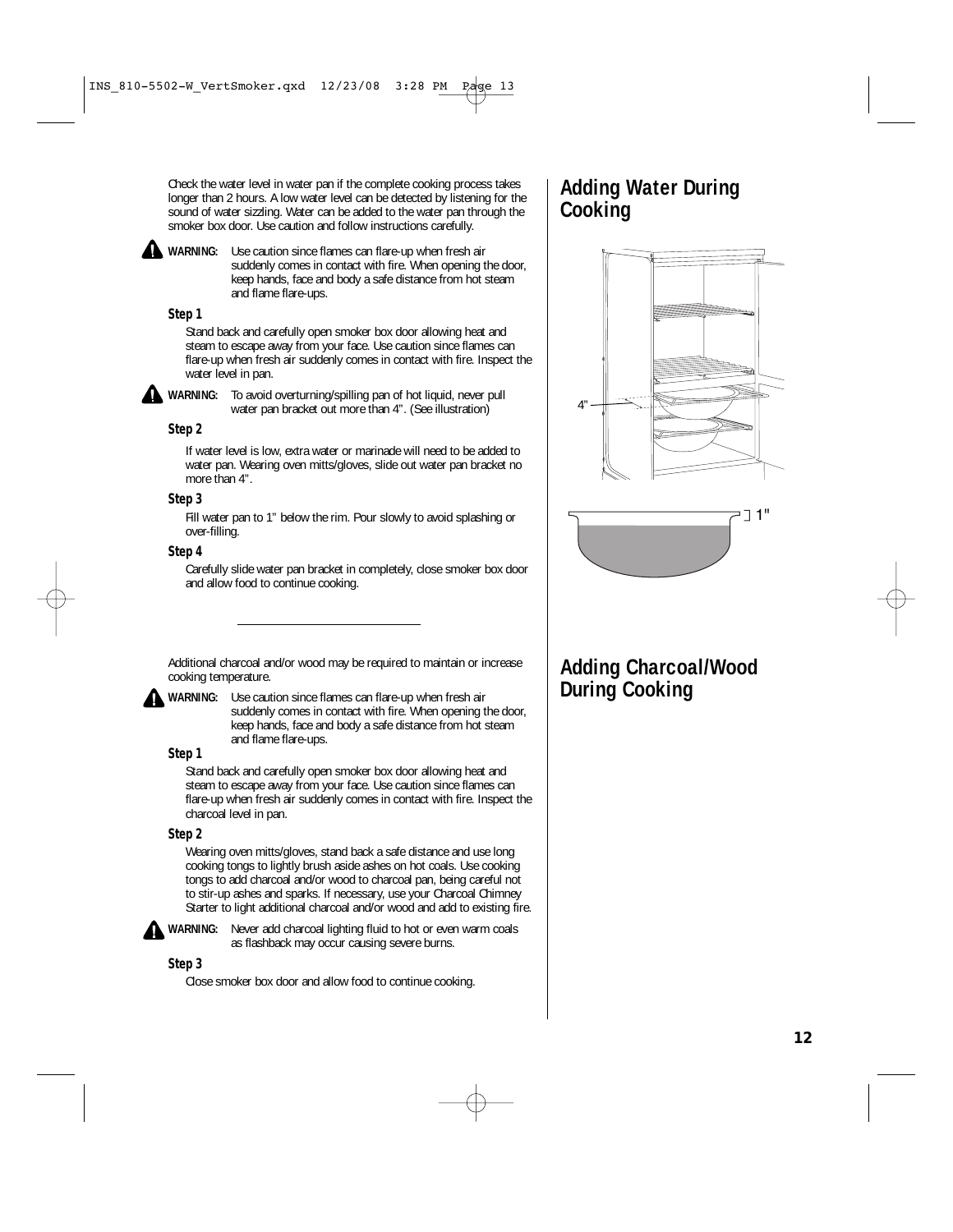## Adding Water During Cooking

Check the water level in water pan if the complete cooking process takes longer than 2 hours. A low water level can be detected by listening for the sound of water sizzling. Water can be added to the water pan through the smoker box door. Use caution and follow instructions carefully.

**WARNING:** Use caution since flames can flare-up when fresh air suddenly comes in contact with fire. When opening the door, keep hands, face and body a safe distance from hot steam and flame flare-ups.

**Step 1**

Stand back and carefully open smoker box door allowing heat and steam to escape away from your face. Use caution since flames can flare-up when fresh air suddenly comes in contact with fire. Inspect the water level in pan.

**WARNING:** To avoid overturning/spilling pan of hot liquid, never pull water pan bracket out more than 4". (See illustration)

**Step 2**

If water level is low, extra water or marinade will need to be added to water pan. Wearing oven mitts/gloves, slide out water pan bracket no more than 4".

**Step 3**

Fill water pan to 1" below the rim. Pour slowly to avoid splashing or over-filling.

**Step 4**

Carefully slide water pan bracket in completely, close smoker box door and allow food to continue cooking.

4"

1"

---

## Adding Charcoal/Wood During Cooking

Additional charcoal and/or wood may be required to maintain or increase cooking temperature.

**WARNING:** Use caution since flames can flare-up when fresh air suddenly comes in contact with fire. When opening the door, keep hands, face and body a safe distance from hot steam and flame flare-ups.

**Step 1**

Stand back and carefully open smoker box door allowing heat and steam to escape away from your face. Use caution since flames can flare-up when fresh air suddenly comes in contact with fire. Inspect the charcoal level in pan.

**Step 2**

Wearing oven mitts/gloves, stand back a safe distance and use long cooking tongs to lightly brush aside ashes on hot coals. Use cooking tongs to add charcoal and/or wood to charcoal pan, being careful not to stir-up ashes and sparks. If necessary, use your Charcoal Chimney Starter to light additional charcoal and/or wood and add to existing fire.

**WARNING:** Never add charcoal lighting fluid to hot or even warm coals as flashback may occur causing severe burns.

**Step 3**

Close smoker box door and allow food to continue cooking.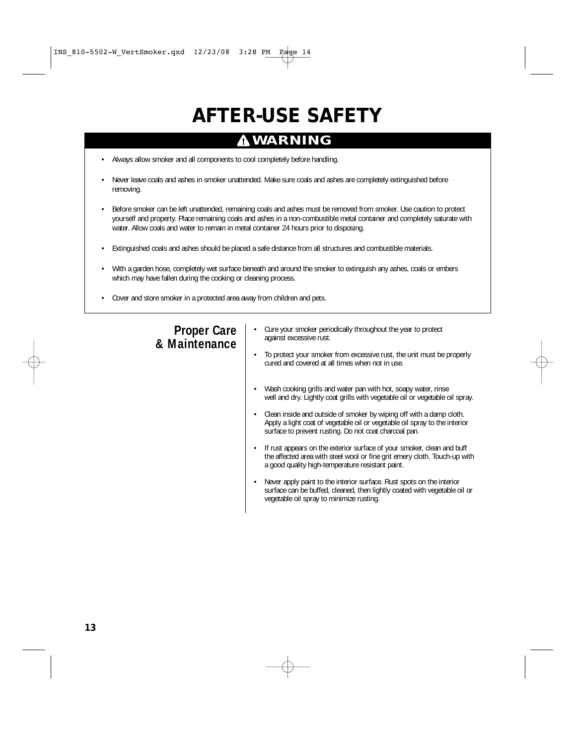# AFTER-USE SAFETY

## ⚠ WARNING

- Always allow smoker and all components to cool completely before handling.
- Never leave coals and ashes in smoker unattended. Make sure coals and ashes are completely extinguished before removing.
- Before smoker can be left unattended, remaining coals and ashes must be removed from smoker. Use caution to protect yourself and property. Place remaining coals and ashes in a non-combustible metal container and completely saturate with water. Allow coals and water to remain in metal container 24 hours prior to disposing.
- Extinguished coals and ashes should be placed a safe distance from all structures and combustible materials.
- With a garden hose, completely wet surface beneath and around the smoker to extinguish any ashes, coals or embers which may have fallen during the cooking or cleaning process.
- Cover and store smoker in a protected area away from children and pets.

## Proper Care & Maintenance

- Cure your smoker periodically throughout the year to protect against excessive rust.
- To protect your smoker from excessive rust, the unit must be properly cured and covered at all times when not in use.
- Wash cooking grills and water pan with hot, soapy water, rinse well and dry. Lightly coat grills with vegetable oil or vegetable oil spray.
- Clean inside and outside of smoker by wiping off with a damp cloth. Apply a light coat of vegetable oil or vegetable oil spray to the interior surface to prevent rusting. Do not coat charcoal pan.
- If rust appears on the exterior surface of your smoker, clean and buff the affected area with steel wool or fine grit emery cloth. Touch-up with a good quality high-temperature resistant paint.
- Never apply paint to the interior surface. Rust spots on the interior surface can be buffed, cleaned, then lightly coated with vegetable oil or vegetable oil spray to minimize rusting.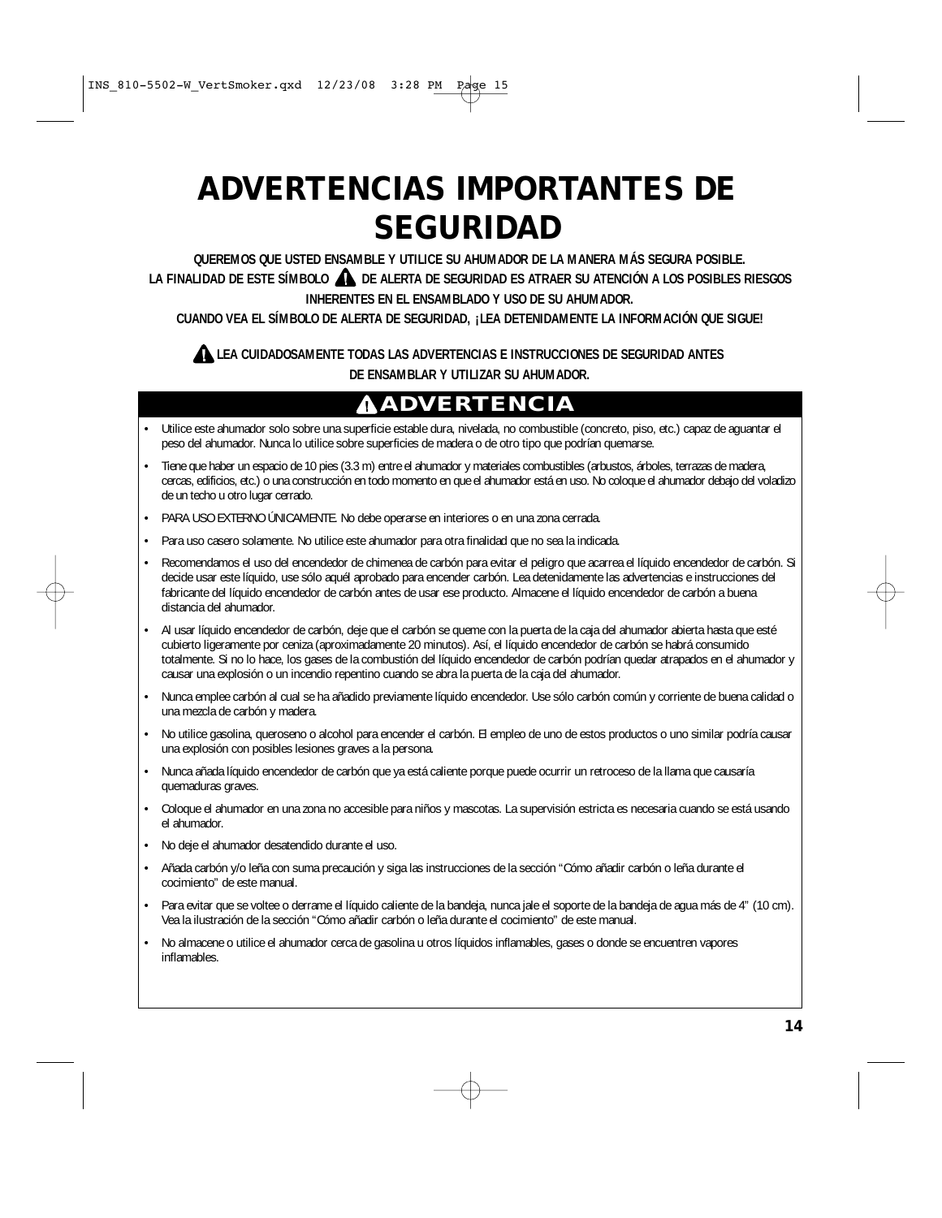# ADVERTENCIAS IMPORTANTES DE SEGURIDAD

**QUEREMOS QUE USTED ENSAMBLE Y UTILICE SU AHUMADOR DE LA MANERA MÁS SEGURA POSIBLE.**
**LA FINALIDAD DE ESTE SÍMBOLO ⚠ DE ALERTA DE SEGURIDAD ES ATRAER SU ATENCIÓN A LOS POSIBLES RIESGOS INHERENTES EN EL ENSAMBLADO Y USO DE SU AHUMADOR.**
**CUANDO VEA EL SÍMBOLO DE ALERTA DE SEGURIDAD, ¡LEA DETENIDAMENTE LA INFORMACIÓN QUE SIGUE!**

**⚠ LEA CUIDADOSAMENTE TODAS LAS ADVERTENCIAS E INSTRUCCIONES DE SEGURIDAD ANTES DE ENSAMBLAR Y UTILIZAR SU AHUMADOR.**

## ⚠ ADVERTENCIA

- Utilice este ahumador solo sobre una superficie estable dura, nivelada, no combustible (concreto, piso, etc.) capaz de aguantar el peso del ahumador. Nunca lo utilice sobre superficies de madera o de otro tipo que podrían quemarse.
- Tiene que haber un espacio de 10 pies (3.3 m) entre el ahumador y materiales combustibles (arbustos, árboles, terrazas de madera, cercas, edificios, etc.) o una construcción en todo momento en que el ahumador está en uso. No coloque el ahumador debajo del voladizo de un techo u otro lugar cerrado.
- PARA USO EXTERNO ÚNICAMENTE. No debe operarse en interiores o en una zona cerrada.
- Para uso casero solamente. No utilice este ahumador para otra finalidad que no sea la indicada.
- Recomendamos el uso del encendedor de chimenea de carbón para evitar el peligro que acarrea el líquido encendedor de carbón. Si decide usar este líquido, use sólo aquél aprobado para encender carbón. Lea detenidamente las advertencias e instrucciones del fabricante del líquido encendedor de carbón antes de usar ese producto. Almacene el líquido encendedor de carbón a buena distancia del ahumador.
- Al usar líquido encendedor de carbón, deje que el carbón se queme con la puerta de la caja del ahumador abierta hasta que esté cubierto ligeramente por ceniza (aproximadamente 20 minutos). Así, el líquido encendedor de carbón se habrá consumido totalmente. Si no lo hace, los gases de la combustión del líquido encendedor de carbón podrían quedar atrapados en el ahumador y causar una explosión o un incendio repentino cuando se abra la puerta de la caja del ahumador.
- Nunca emplee carbón al cual se ha añadido previamente líquido encendedor. Use sólo carbón común y corriente de buena calidad o una mezcla de carbón y madera.
- No utilice gasolina, queroseno o alcohol para encender el carbón. El empleo de uno de estos productos o uno similar podría causar una explosión con posibles lesiones graves a la persona.
- Nunca añada líquido encendedor de carbón que ya está caliente porque puede ocurrir un retroceso de la llama que causaría quemaduras graves.
- Coloque el ahumador en una zona no accesible para niños y mascotas. La supervisión estricta es necesaria cuando se está usando el ahumador.
- No deje el ahumador desatendido durante el uso.
- Añada carbón y/o leña con suma precaución y siga las instrucciones de la sección "Cómo añadir carbón o leña durante el cocimiento" de este manual.
- Para evitar que se voltee o derrame el líquido caliente de la bandeja, nunca jale el soporte de la bandeja de agua más de 4" (10 cm). Vea la ilustración de la sección "Cómo añadir carbón o leña durante el cocimiento" de este manual.
- No almacene o utilice el ahumador cerca de gasolina u otros líquidos inflamables, gases o donde se encuentren vapores inflamables.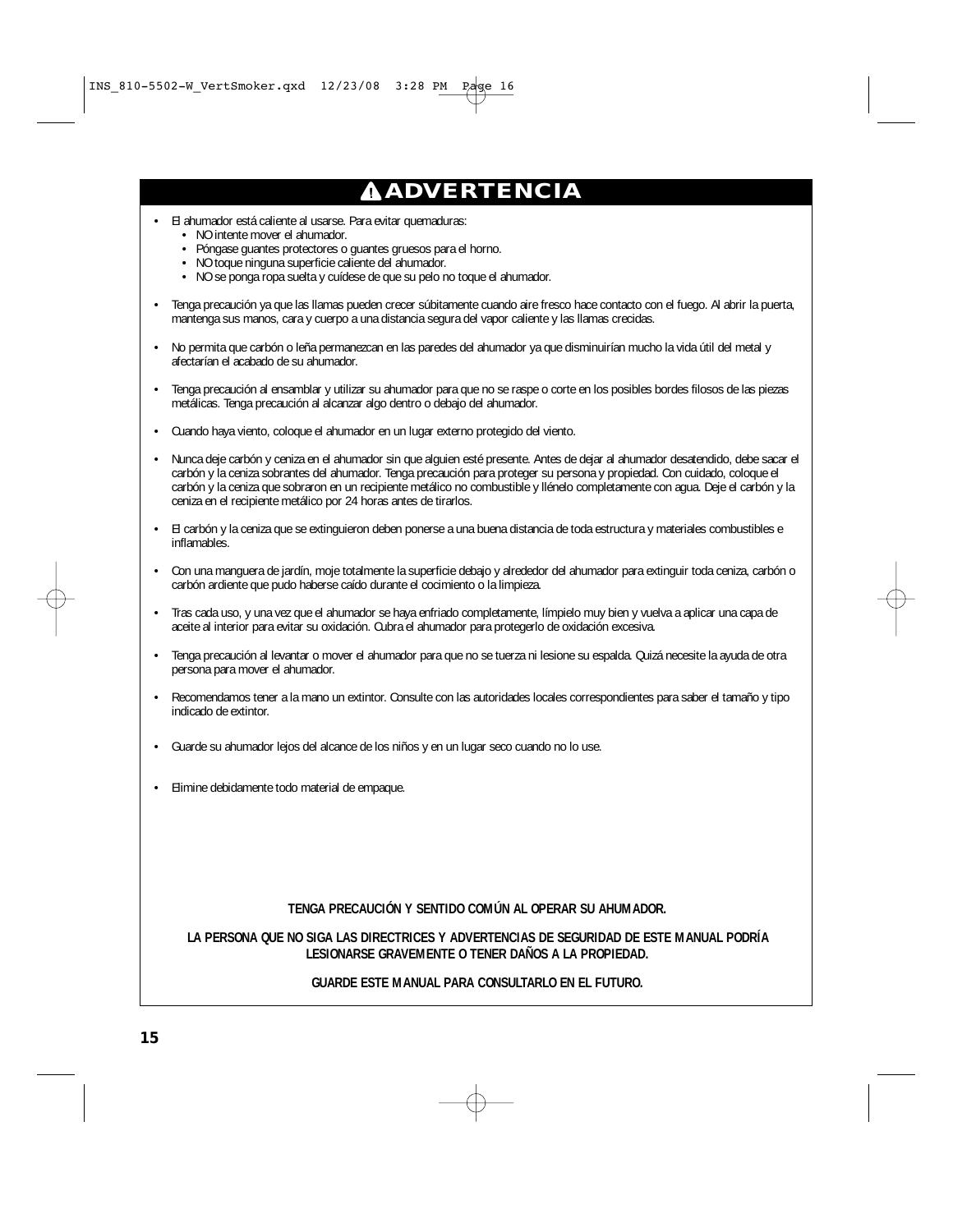# ⚠ ADVERTENCIA

- El ahumador está caliente al usarse. Para evitar quemaduras:
  - NO intente mover el ahumador.
  - Póngase guantes protectores o guantes gruesos para el horno.
  - NO toque ninguna superficie caliente del ahumador.
  - NO se ponga ropa suelta y cuídese de que su pelo no toque el ahumador.

- Tenga precaución ya que las llamas pueden crecer súbitamente cuando aire fresco hace contacto con el fuego. Al abrir la puerta, mantenga sus manos, cara y cuerpo a una distancia segura del vapor caliente y las llamas crecidas.

- No permita que carbón o leña permanezcan en las paredes del ahumador ya que disminuirían mucho la vida útil del metal y afectarían el acabado de su ahumador.

- Tenga precaución al ensamblar y utilizar su ahumador para que no se raspe o corte en los posibles bordes filosos de las piezas metálicas. Tenga precaución al alcanzar algo dentro o debajo del ahumador.

- Cuando haya viento, coloque el ahumador en un lugar externo protegido del viento.

- Nunca deje carbón y ceniza en el ahumador sin que alguien esté presente. Antes de dejar al ahumador desatendido, debe sacar el carbón y la ceniza sobrantes del ahumador. Tenga precaución para proteger su persona y propiedad. Con cuidado, coloque el carbón y la ceniza que sobraron en un recipiente metálico no combustible y llénelo completamente con agua. Deje el carbón y la ceniza en el recipiente metálico por 24 horas antes de tirarlos.

- El carbón y la ceniza que se extinguieron deben ponerse a una buena distancia de toda estructura y materiales combustibles e inflamables.

- Con una manguera de jardín, moje totalmente la superficie debajo y alrededor del ahumador para extinguir toda ceniza, carbón o carbón ardiente que pudo haberse caído durante el cocimiento o la limpieza.

- Tras cada uso, y una vez que el ahumador se haya enfriado completamente, límpielo muy bien y vuelva a aplicar una capa de aceite al interior para evitar su oxidación. Cubra el ahumador para protegerlo de oxidación excesiva.

- Tenga precaución al levantar o mover el ahumador para que no se tuerza ni lesione su espalda. Quizá necesite la ayuda de otra persona para mover el ahumador.

- Recomendamos tener a la mano un extintor. Consulte con las autoridades locales correspondientes para saber el tamaño y tipo indicado de extintor.

- Guarde su ahumador lejos del alcance de los niños y en un lugar seco cuando no lo use.

- Elimine debidamente todo material de empaque.

**TENGA PRECAUCIÓN Y SENTIDO COMÚN AL OPERAR SU AHUMADOR.**

**LA PERSONA QUE NO SIGA LAS DIRECTRICES Y ADVERTENCIAS DE SEGURIDAD DE ESTE MANUAL PODRÍA LESIONARSE GRAVEMENTE O TENER DAÑOS A LA PROPIEDAD.**

**GUARDE ESTE MANUAL PARA CONSULTARLO EN EL FUTURO.**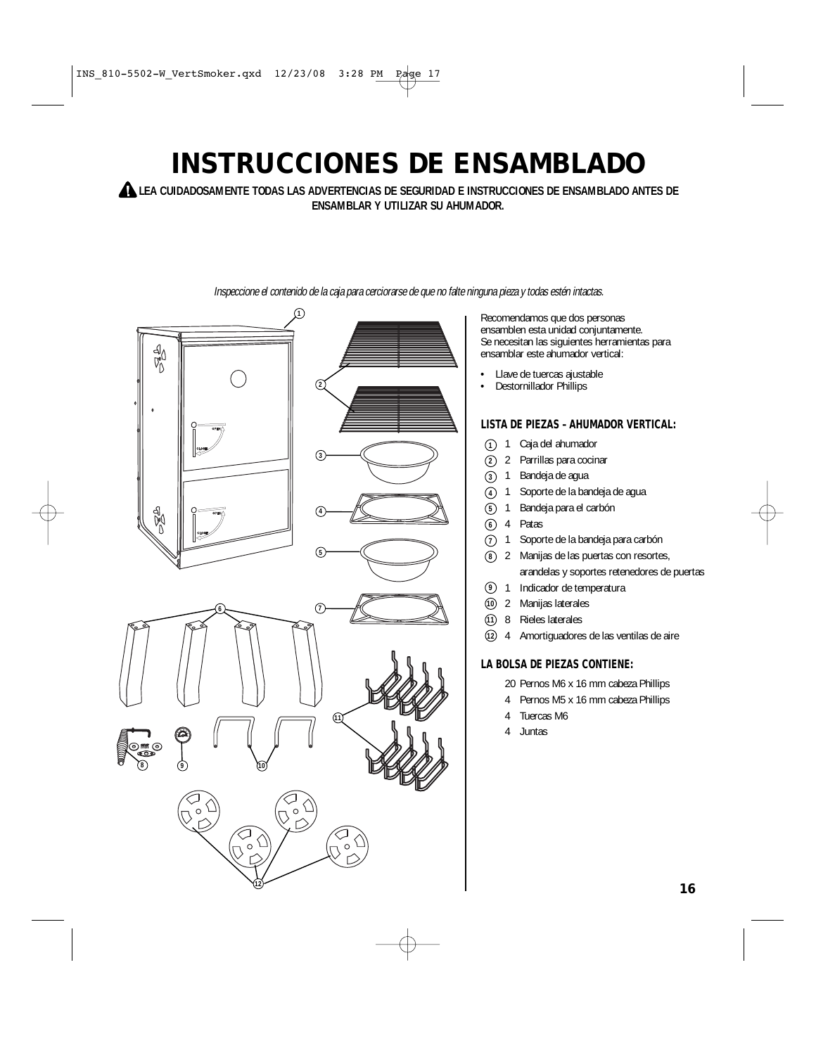# INSTRUCCIONES DE ENSAMBLADO

**⚠ LEA CUIDADOSAMENTE TODAS LAS ADVERTENCIAS DE SEGURIDAD E INSTRUCCIONES DE ENSAMBLADO ANTES DE ENSAMBLAR Y UTILIZAR SU AHUMADOR.**

*Inspeccione el contenido de la caja para cerciorarse de que no falte ninguna pieza y todas estén intactas.*

Recomendamos que dos personas ensamblen esta unidad conjuntamente. Se necesitan las siguientes herramientas para ensamblar este ahumador vertical:

- Llave de tuercas ajustable
- Destornillador Phillips

### LISTA DE PIEZAS – AHUMADOR VERTICAL:

1. 1 Caja del ahumador
2. 2 Parrillas para cocinar
3. 1 Bandeja de agua
4. 1 Soporte de la bandeja de agua
5. 1 Bandeja para el carbón
6. 4 Patas
7. 1 Soporte de la bandeja para carbón
8. 2 Manijas de las puertas con resortes, arandelas y soportes retenedores de puertas
9. 1 Indicador de temperatura
10. 2 Manijas laterales
11. 8 Rieles laterales
12. 4 Amortiguadores de las ventilas de aire

### LA BOLSA DE PIEZAS CONTIENE:

- 20 Pernos M6 x 16 mm cabeza Phillips
- 4 Pernos M5 x 16 mm cabeza Phillips
- 4 Tuercas M6
- 4 Juntas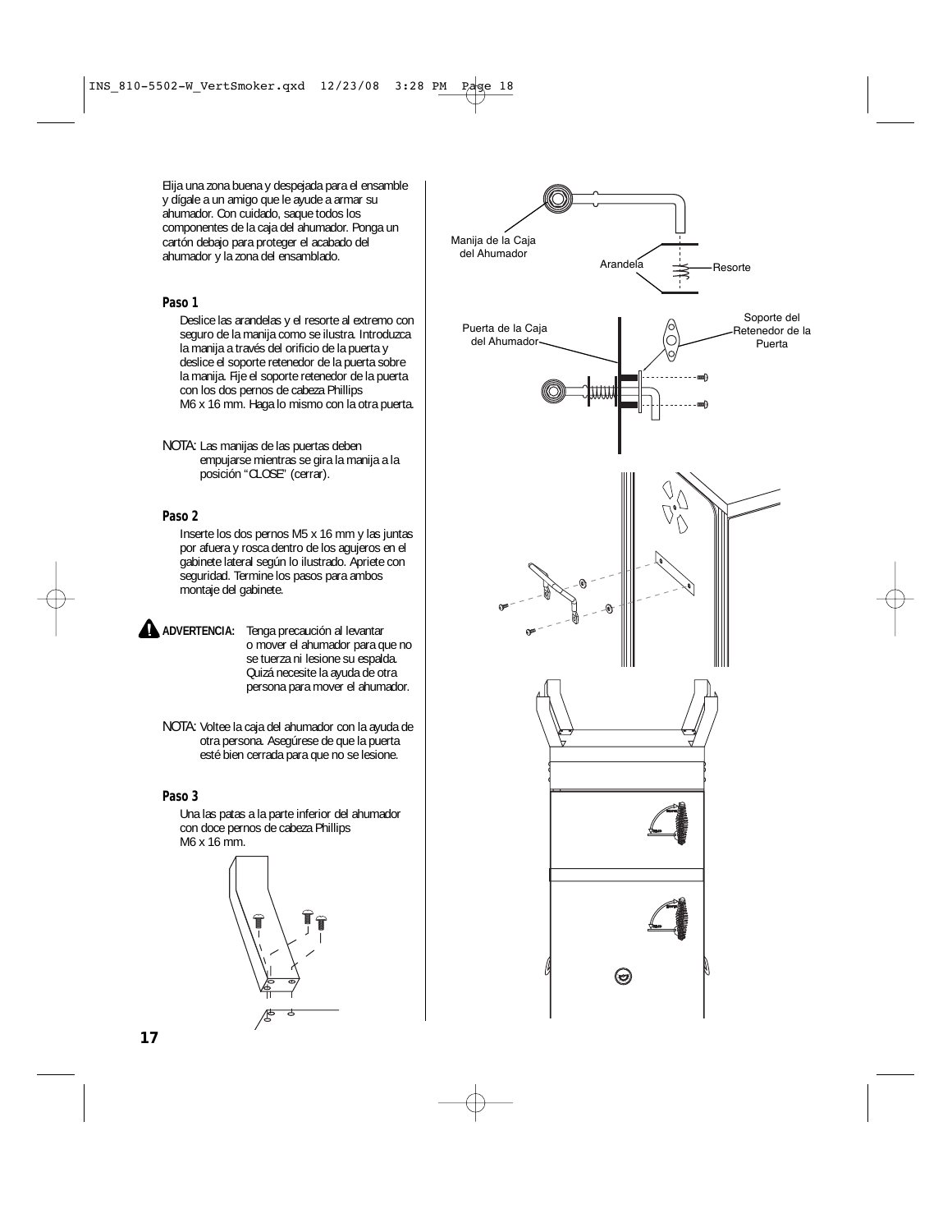Elija una zona buena y despejada para el ensamble y dígale a un amigo que le ayude a armar su ahumador. Con cuidado, saque todos los componentes de la caja del ahumador. Ponga un cartón debajo para proteger el acabado del ahumador y la zona del ensamblado.

### Paso 1

Deslice las arandelas y el resorte al extremo con seguro de la manija como se ilustra. Introduzca la manija a través del orificio de la puerta y deslice el soporte retenedor de la puerta sobre la manija. Fije el soporte retenedor de la puerta con los dos pernos de cabeza Phillips M6 x 16 mm. Haga lo mismo con la otra puerta.

NOTA: Las manijas de las puertas deben empujarse mientras se gira la manija a la posición "CLOSE" (cerrar).

### Paso 2

Inserte los dos pernos M5 x 16 mm y las juntas por afuera y rosca dentro de los agujeros en el gabinete lateral según lo ilustrado. Apriete con seguridad. Termine los pasos para ambos montaje del gabinete.

**ADVERTENCIA:** Tenga precaución al levantar o mover el ahumador para que no se tuerza ni lesione su espalda. Quizá necesite la ayuda de otra persona para mover el ahumador.

NOTA: Voltee la caja del ahumador con la ayuda de otra persona. Asegúrese de que la puerta esté bien cerrada para que no se lesione.

### Paso 3

Una las patas a la parte inferior del ahumador con doce pernos de cabeza Phillips M6 x 16 mm.

Manija de la Caja del Ahumador

Arandela

Resorte

Puerta de la Caja del Ahumador

Soporte del Retenedor de la Puerta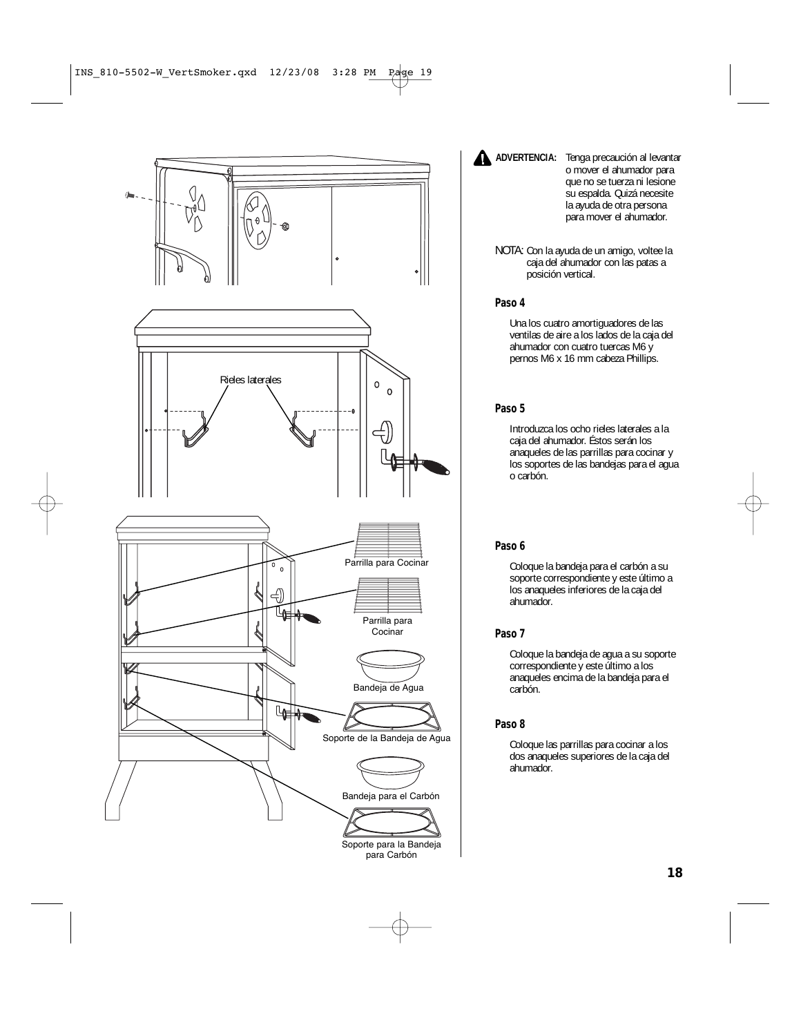**ADVERTENCIA:** Tenga precaución al levantar o mover el ahumador para que no se tuerza ni lesione su espalda. Quizá necesite la ayuda de otra persona para mover el ahumador.

NOTA: Con la ayuda de un amigo, voltee la caja del ahumador con las patas a posición vertical.

### Paso 4

Una los cuatro amortiguadores de las ventilas de aire a los lados de la caja del ahumador con cuatro tuercas M6 y pernos M6 x 16 mm cabeza Phillips.

### Paso 5

Introduzca los ocho rieles laterales a la caja del ahumador. Éstos serán los anaqueles de las parrillas para cocinar y los soportes de las bandejas para el agua o carbón.

### Paso 6

Coloque la bandeja para el carbón a su soporte correspondiente y este último a los anaqueles inferiores de la caja del ahumador.

### Paso 7

Coloque la bandeja de agua a su soporte correspondiente y este último a los anaqueles encima de la bandeja para el carbón.

### Paso 8

Coloque las parrillas para cocinar a los dos anaqueles superiores de la caja del ahumador.

Rieles laterales

Parrilla para Cocinar

Parrilla para Cocinar

Bandeja de Agua

Soporte de la Bandeja de Agua

Bandeja para el Carbón

Soporte para la Bandeja para Carbón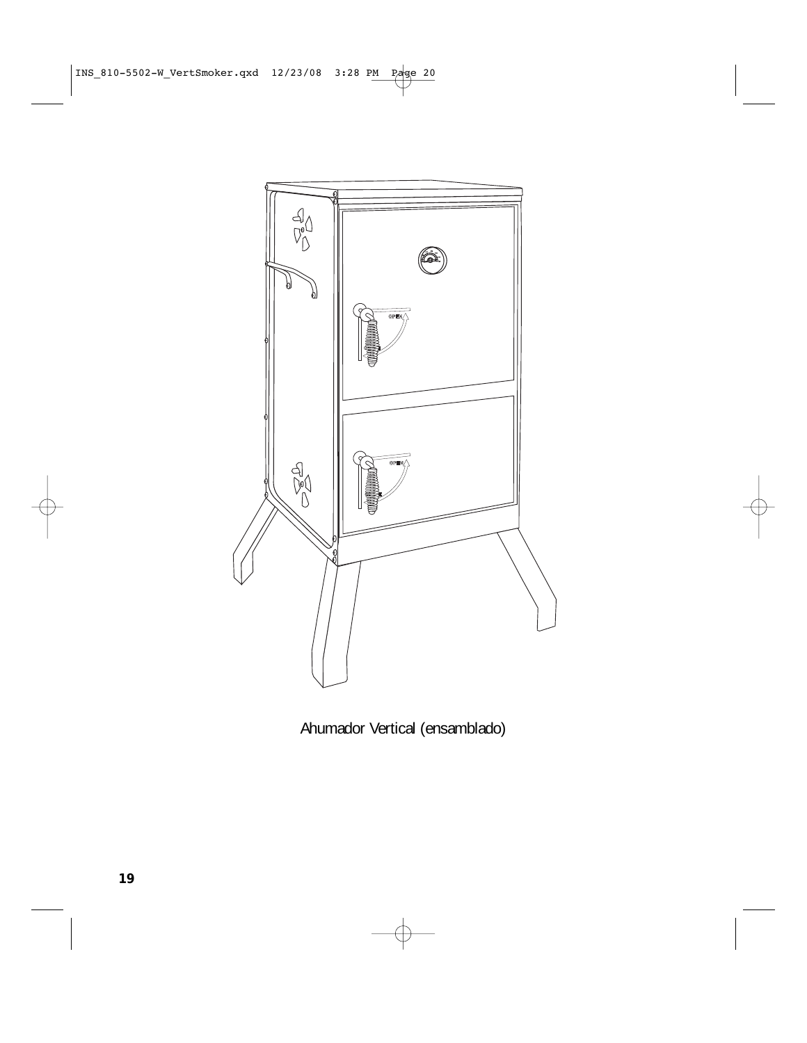Ahumador Vertical (ensamblado)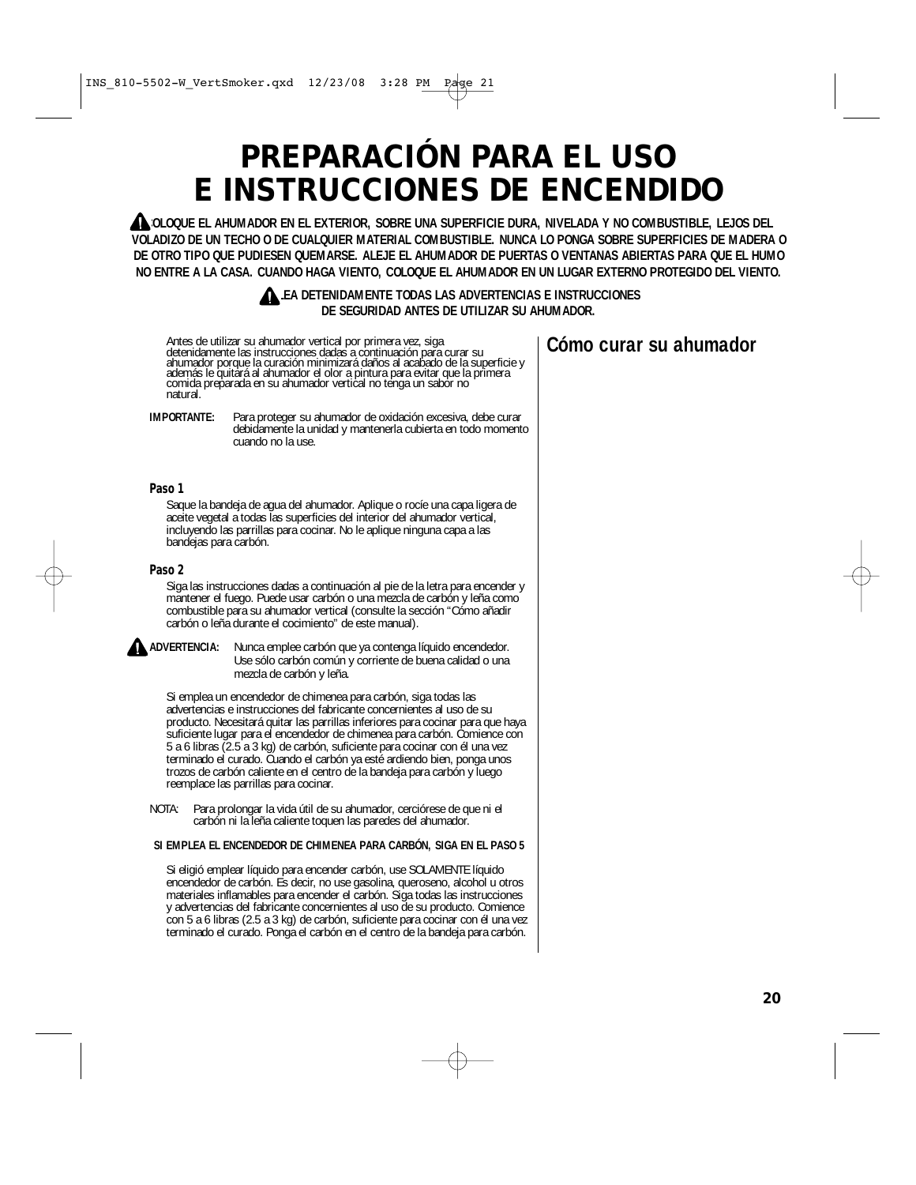# PREPARACIÓN PARA EL USO E INSTRUCCIONES DE ENCENDIDO

**⚠ COLOQUE EL AHUMADOR EN EL EXTERIOR, SOBRE UNA SUPERFICIE DURA, NIVELADA Y NO COMBUSTIBLE, LEJOS DEL VOLADIZO DE UN TECHO O DE CUALQUIER MATERIAL COMBUSTIBLE. NUNCA LO PONGA SOBRE SUPERFICIES DE MADERA O DE OTRO TIPO QUE PUDIESEN QUEMARSE. ALEJE EL AHUMADOR DE PUERTAS O VENTANAS ABIERTAS PARA QUE EL HUMO NO ENTRE A LA CASA. CUANDO HAGA VIENTO, COLOQUE EL AHUMADOR EN UN LUGAR EXTERNO PROTEGIDO DEL VIENTO.**

**⚠ LEA DETENIDAMENTE TODAS LAS ADVERTENCIAS E INSTRUCCIONES DE SEGURIDAD ANTES DE UTILIZAR SU AHUMADOR.**

## Cómo curar su ahumador

Antes de utilizar su ahumador vertical por primera vez, siga detenidamente las instrucciones dadas a continuación para curar su ahumador porque la curación minimizará daños al acabado de la superficie y además le quitará al ahumador el olor a pintura para evitar que la primera comida preparada en su ahumador vertical no tenga un sabor no natural.

**IMPORTANTE:** Para proteger su ahumador de oxidación excesiva, debe curar debidamente la unidad y mantenerla cubierta en todo momento cuando no la use.

### Paso 1

Saque la bandeja de agua del ahumador. Aplique o rocíe una capa ligera de aceite vegetal a todas las superficies del interior del ahumador vertical, incluyendo las parrillas para cocinar. No le aplique ninguna capa a las bandejas para carbón.

### Paso 2

Siga las instrucciones dadas a continuación al pie de la letra para encender y mantener el fuego. Puede usar carbón o una mezcla de carbón y leña como combustible para su ahumador vertical (consulte la sección "Cómo añadir carbón o leña durante el cocimiento" de este manual).

**⚠ ADVERTENCIA:** Nunca emplee carbón que ya contenga líquido encendedor. Use sólo carbón común y corriente de buena calidad o una mezcla de carbón y leña.

Si emplea un encendedor de chimenea para carbón, siga todas las advertencias e instrucciones del fabricante concernientes al uso de su producto. Necesitará quitar las parrillas inferiores para cocinar para que haya suficiente lugar para el encendedor de chimenea para carbón. Comience con 5 a 6 libras (2.5 a 3 kg) de carbón, suficiente para cocinar con él una vez terminado el curado. Cuando el carbón ya esté ardiendo bien, ponga unos trozos de carbón caliente en el centro de la bandeja para carbón y luego reemplace las parrillas para cocinar.

NOTA: Para prolongar la vida útil de su ahumador, cerciórese de que ni el carbón ni la leña caliente toquen las paredes del ahumador.

**SI EMPLEA EL ENCENDEDOR DE CHIMENEA PARA CARBÓN, SIGA EN EL PASO 5**

Si eligió emplear líquido para encender carbón, use SOLAMENTE líquido encendedor de carbón. Es decir, no use gasolina, queroseno, alcohol u otros materiales inflamables para encender el carbón. Siga todas las instrucciones y advertencias del fabricante concernientes al uso de su producto. Comience con 5 a 6 libras (2.5 a 3 kg) de carbón, suficiente para cocinar con él una vez terminado el curado. Ponga el carbón en el centro de la bandeja para carbón.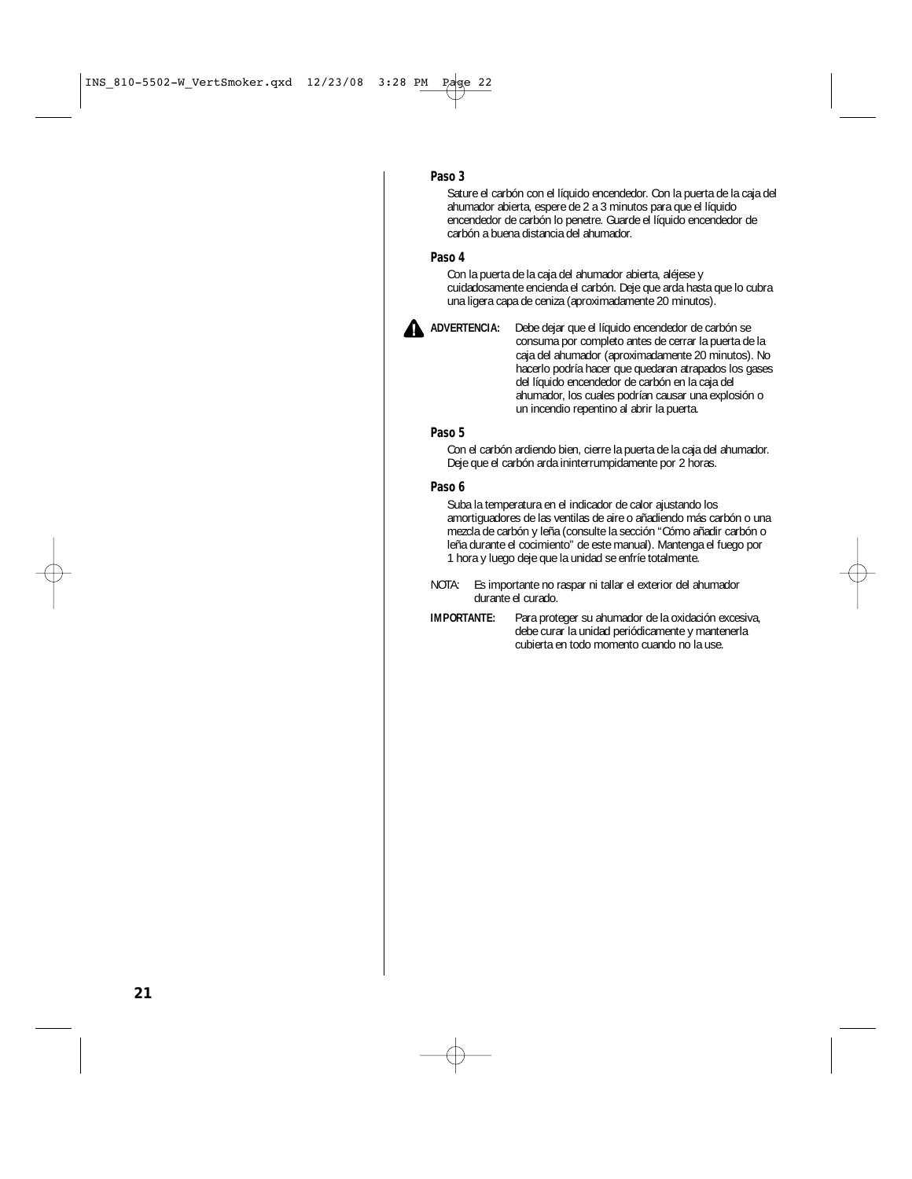### Paso 3

Sature el carbón con el líquido encendedor. Con la puerta de la caja del ahumador abierta, espere de 2 a 3 minutos para que el líquido encendedor de carbón lo penetre. Guarde el líquido encendedor de carbón a buena distancia del ahumador.

### Paso 4

Con la puerta de la caja del ahumador abierta, aléjese y cuidadosamente encienda el carbón. Deje que arda hasta que lo cubra una ligera capa de ceniza (aproximadamente 20 minutos).

**ADVERTENCIA:** Debe dejar que el líquido encendedor de carbón se consuma por completo antes de cerrar la puerta de la caja del ahumador (aproximadamente 20 minutos). No hacerlo podría hacer que quedaran atrapados los gases del líquido encendedor de carbón en la caja del ahumador, los cuales podrían causar una explosión o un incendio repentino al abrir la puerta.

### Paso 5

Con el carbón ardiendo bien, cierre la puerta de la caja del ahumador. Deje que el carbón arda ininterrumpidamente por 2 horas.

### Paso 6

Suba la temperatura en el indicador de calor ajustando los amortiguadores de las ventilas de aire o añadiendo más carbón o una mezcla de carbón y leña (consulte la sección "Cómo añadir carbón o leña durante el cocimiento" de este manual). Mantenga el fuego por 1 hora y luego deje que la unidad se enfríe totalmente.

NOTA: Es importante no raspar ni tallar el exterior del ahumador durante el curado.

**IMPORTANTE:** Para proteger su ahumador de la oxidación excesiva, debe curar la unidad periódicamente y mantenerla cubierta en todo momento cuando no la use.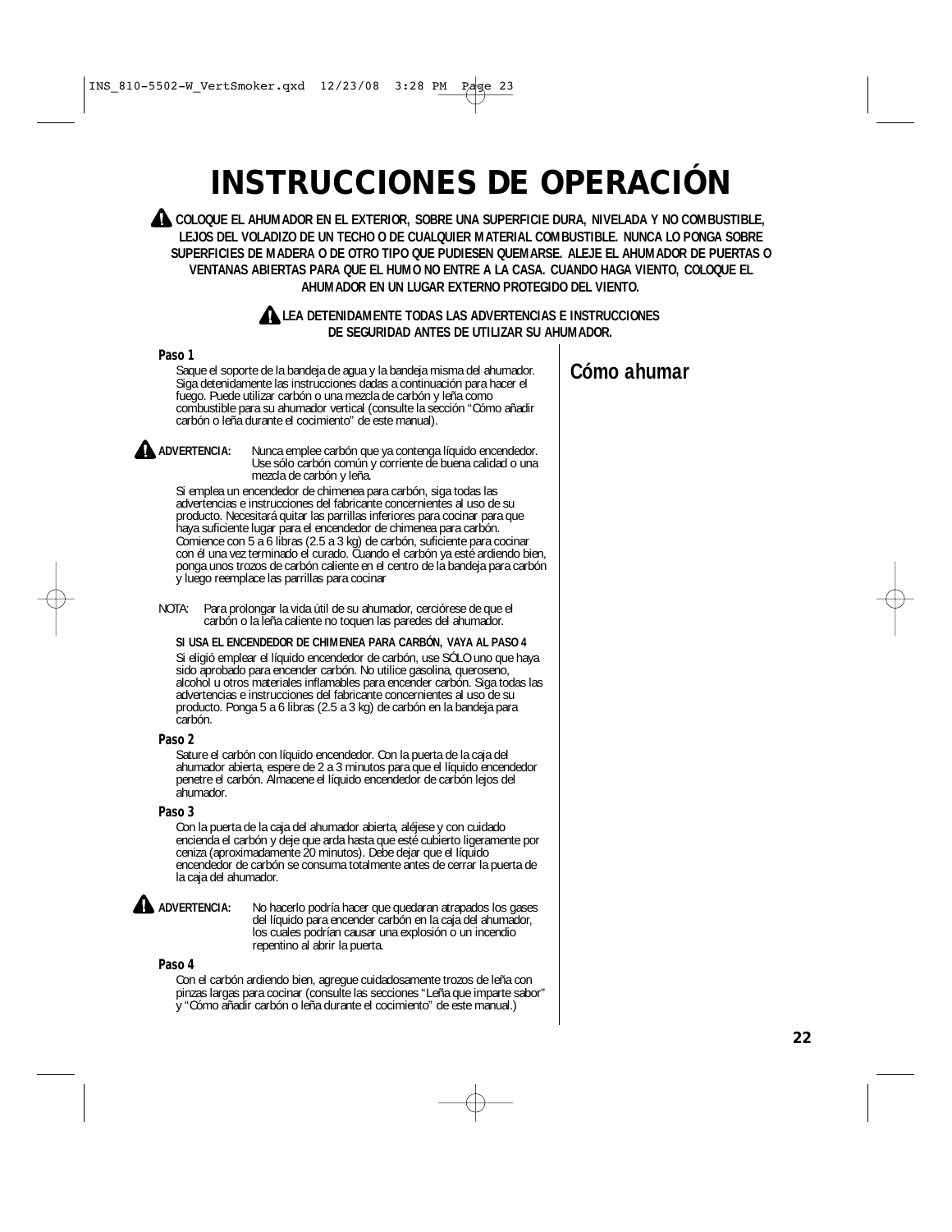# INSTRUCCIONES DE OPERACIÓN

⚠ **COLOQUE EL AHUMADOR EN EL EXTERIOR, SOBRE UNA SUPERFICIE DURA, NIVELADA Y NO COMBUSTIBLE, LEJOS DEL VOLADIZO DE UN TECHO O DE CUALQUIER MATERIAL COMBUSTIBLE. NUNCA LO PONGA SOBRE SUPERFICIES DE MADERA O DE OTRO TIPO QUE PUDIESEN QUEMARSE. ALEJE EL AHUMADOR DE PUERTAS O VENTANAS ABIERTAS PARA QUE EL HUMO NO ENTRE A LA CASA. CUANDO HAGA VIENTO, COLOQUE EL AHUMADOR EN UN LUGAR EXTERNO PROTEGIDO DEL VIENTO.**

⚠ **LEA DETENIDAMENTE TODAS LAS ADVERTENCIAS E INSTRUCCIONES DE SEGURIDAD ANTES DE UTILIZAR SU AHUMADOR.**

## Cómo ahumar

**Paso 1**

Saque el soporte de la bandeja de agua y la bandeja misma del ahumador. Siga detenidamente las instrucciones dadas a continuación para hacer el fuego. Puede utilizar carbón o una mezcla de carbón y leña como combustible para su ahumador vertical (consulte la sección "Cómo añadir carbón o leña durante el cocimiento" de este manual).

⚠ **ADVERTENCIA:** Nunca emplee carbón que ya contenga líquido encendedor. Use sólo carbón común y corriente de buena calidad o una mezcla de carbón y leña.

Si emplea un encendedor de chimenea para carbón, siga todas las advertencias e instrucciones del fabricante concernientes al uso de su producto. Necesitará quitar las parrillas inferiores para cocinar para que haya suficiente lugar para el encendedor de chimenea para carbón. Comience con 5 a 6 libras (2.5 a 3 kg) de carbón, suficiente para cocinar con él una vez terminado el curado. Cuando el carbón ya esté ardiendo bien, ponga unos trozos de carbón caliente en el centro de la bandeja para carbón y luego reemplace las parrillas para cocinar

NOTA: Para prolongar la vida útil de su ahumador, cerciórese de que el carbón o la leña caliente no toquen las paredes del ahumador.

**SI USA EL ENCENDEDOR DE CHIMENEA PARA CARBÓN, VAYA AL PASO 4**

Si eligió emplear el líquido encendedor de carbón, use SÓLO uno que haya sido aprobado para encender carbón. No utilice gasolina, queroseno, alcohol u otros materiales inflamables para encender carbón. Siga todas las advertencias e instrucciones del fabricante concernientes al uso de su producto. Ponga 5 a 6 libras (2.5 a 3 kg) de carbón en la bandeja para carbón.

**Paso 2**

Sature el carbón con líquido encendedor. Con la puerta de la caja del ahumador abierta, espere de 2 a 3 minutos para que el líquido encendedor penetre el carbón. Almacene el líquido encendedor de carbón lejos del ahumador.

**Paso 3**

Con la puerta de la caja del ahumador abierta, aléjese y con cuidado encienda el carbón y deje que arda hasta que esté cubierto ligeramente por ceniza (aproximadamente 20 minutos). Debe dejar que el líquido encendedor de carbón se consuma totalmente antes de cerrar la puerta de la caja del ahumador.

⚠ **ADVERTENCIA:** No hacerlo podría hacer que quedaran atrapados los gases del líquido para encender carbón en la caja del ahumador, los cuales podrían causar una explosión o un incendio repentino al abrir la puerta.

**Paso 4**

Con el carbón ardiendo bien, agregue cuidadosamente trozos de leña con pinzas largas para cocinar (consulte las secciones "Leña que imparte sabor" y "Cómo añadir carbón o leña durante el cocimiento" de este manual.)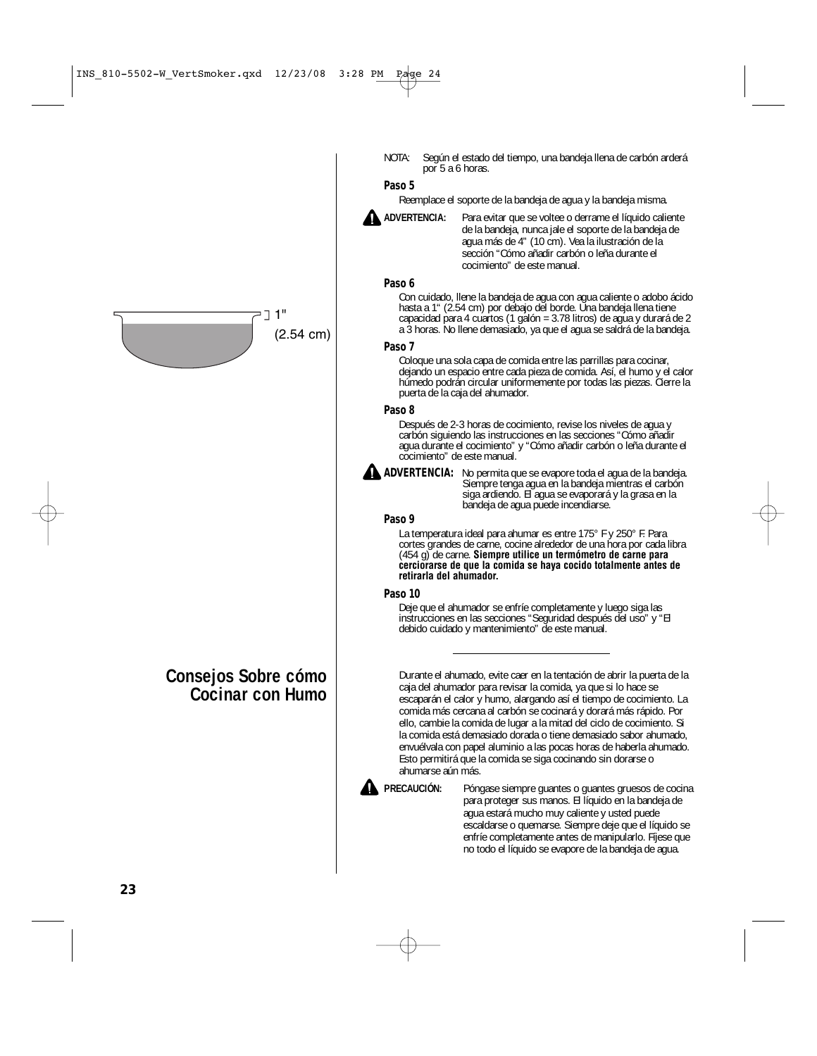NOTA: Según el estado del tiempo, una bandeja llena de carbón arderá por 5 a 6 horas.

**Paso 5**

Reemplace el soporte de la bandeja de agua y la bandeja misma.

**ADVERTENCIA:** Para evitar que se voltee o derrame el líquido caliente de la bandeja, nunca jale el soporte de la bandeja de agua más de 4" (10 cm). Vea la ilustración de la sección "Cómo añadir carbón o leña durante el cocimiento" de este manual.

**Paso 6**

1" (2.54 cm)

Con cuidado, llene la bandeja de agua con agua caliente o adobo ácido hasta a 1" (2.54 cm) por debajo del borde. Una bandeja llena tiene capacidad para 4 cuartos (1 galón = 3.78 litros) de agua y durará de 2 a 3 horas. No llene demasiado, ya que el agua se saldrá de la bandeja.

**Paso 7**

Coloque una sola capa de comida entre las parrillas para cocinar, dejando un espacio entre cada pieza de comida. Así, el humo y el calor húmedo podrán circular uniformemente por todas las piezas. Cierre la puerta de la caja del ahumador.

**Paso 8**

Después de 2-3 horas de cocimiento, revise los niveles de agua y carbón siguiendo las instrucciones en las secciones "Cómo añadir agua durante el cocimiento" y "Cómo añadir carbón o leña durante el cocimiento" de este manual.

**ADVERTENCIA:** No permita que se evapore toda el agua de la bandeja. Siempre tenga agua en la bandeja mientras el carbón siga ardiendo. El agua se evaporará y la grasa en la bandeja de agua puede incendiarse.

**Paso 9**

La temperatura ideal para ahumar es entre 175° F y 250° F. Para cortes grandes de carne, cocine alrededor de una hora por cada libra (454 g) de carne. **Siempre utilice un termómetro de carne para cerciorarse de que la comida se haya cocido totalmente antes de retirarla del ahumador.**

**Paso 10**

Deje que el ahumador se enfríe completamente y luego siga las instrucciones en las secciones "Seguridad después del uso" y "El debido cuidado y mantenimiento" de este manual.

---

## Consejos Sobre cómo Cocinar con Humo

Durante el ahumado, evite caer en la tentación de abrir la puerta de la caja del ahumador para revisar la comida, ya que si lo hace se escaparán el calor y humo, alargando así el tiempo de cocimiento. La comida más cercana al carbón se cocinará y dorará más rápido. Por ello, cambie la comida de lugar a la mitad del ciclo de cocimiento. Si la comida está demasiado dorada o tiene demasiado sabor ahumado, envuélvala con papel aluminio a las pocas horas de haberla ahumado. Esto permitirá que la comida se siga cocinando sin dorarse o ahumarse aún más.

**PRECAUCIÓN:** Póngase siempre guantes o guantes gruesos de cocina para proteger sus manos. El líquido en la bandeja de agua estará mucho muy caliente y usted puede escaldarse o quemarse. Siempre deje que el líquido se enfríe completamente antes de manipularlo. Fíjese que no todo el líquido se evapore de la bandeja de agua.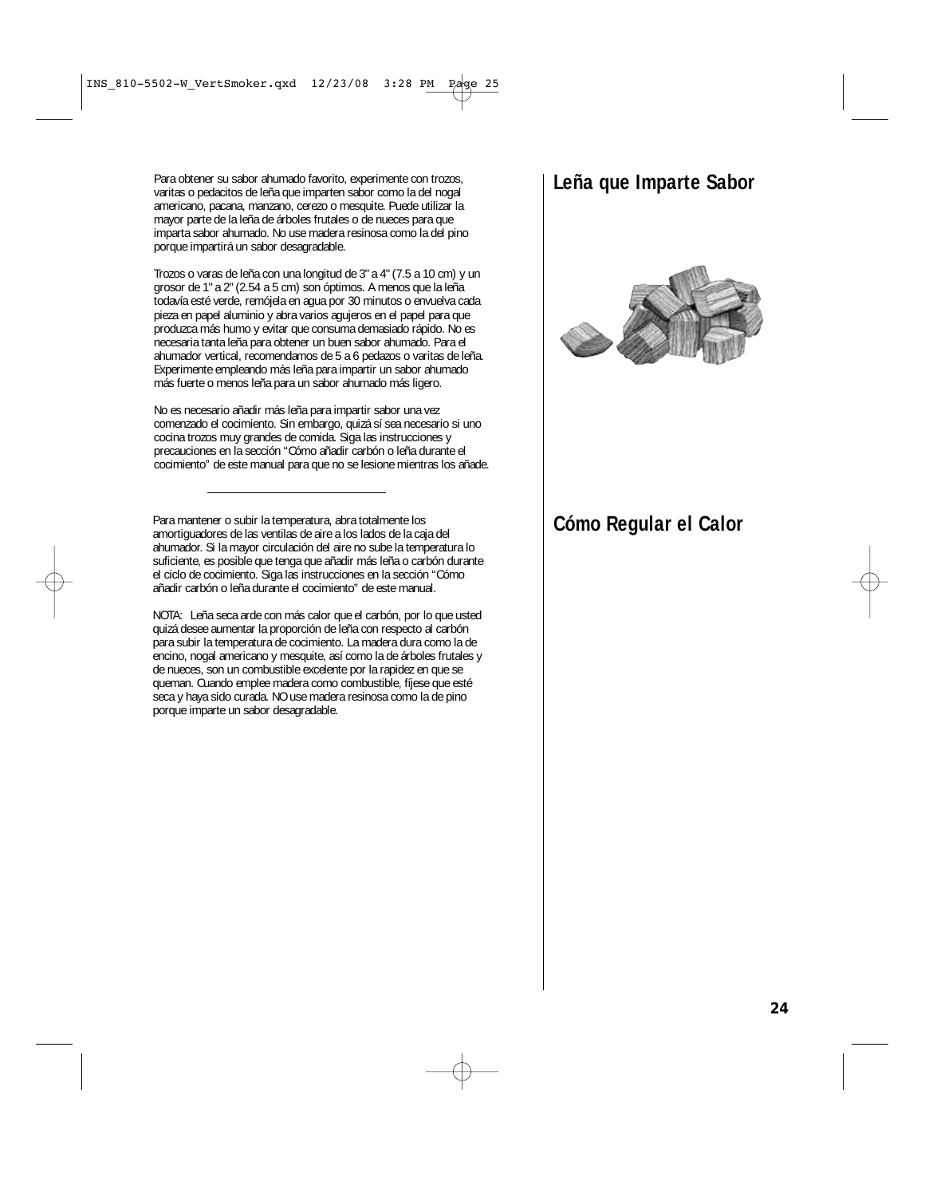## Leña que Imparte Sabor

Para obtener su sabor ahumado favorito, experimente con trozos, varitas o pedacitos de leña que impartan sabor como la del nogal americano, pacana, manzano, cerezo o mesquite. Puede utilizar la mayor parte de la leña de árboles frutales o de nueces para que imparta sabor ahumado. No use madera resinosa como la del pino porque impartirá un sabor desagradable.

Trozos o varas de leña con una longitud de 3" a 4" (7.5 a 10 cm) y un grosor de 1" a 2" (2.54 a 5 cm) son óptimos. A menos que la leña todavía esté verde, remójela en agua por 30 minutos o envuelva cada pieza en papel aluminio y abra varios agujeros en el papel para que produzca más humo y evitar que consuma demasiado rápido. No es necesaria tanta leña para obtener un buen sabor ahumado. Para el ahumador vertical, recomendamos de 5 a 6 pedazos o varitas de leña. Experimente empleando más leña para impartir un sabor ahumado más fuerte o menos leña para un sabor ahumado más ligero.

No es necesario añadir más leña para impartir sabor una vez comenzado el cocimiento. Sin embargo, quizá sí sea necesario si uno cocina trozos muy grandes de comida. Siga las instrucciones y precauciones en la sección "Cómo añadir carbón o leña durante el cocimiento" de este manual para que no se lesione mientras los añade.

---

## Cómo Regular el Calor

Para mantener o subir la temperatura, abra totalmente los amortiguadores de las ventilas de aire a los lados de la caja del ahumador. Si la mayor circulación del aire no sube la temperatura lo suficiente, es posible que tenga que añadir más leña o carbón durante el ciclo de cocimiento. Siga las instrucciones en la sección "Cómo añadir carbón o leña durante el cocimiento" de este manual.

NOTA: Leña seca arde con más calor que el carbón, por lo que usted quizá desee aumentar la proporción de leña con respecto al carbón para subir la temperatura de cocimiento. La madera dura como la de encino, nogal americano y mesquite, así como la de árboles frutales y de nueces, son un combustible excelente por la rapidez en que se queman. Cuando emplee madera como combustible, fíjese que esté seca y haya sido curada. NO use madera resinosa como la de pino porque imparte un sabor desagradable.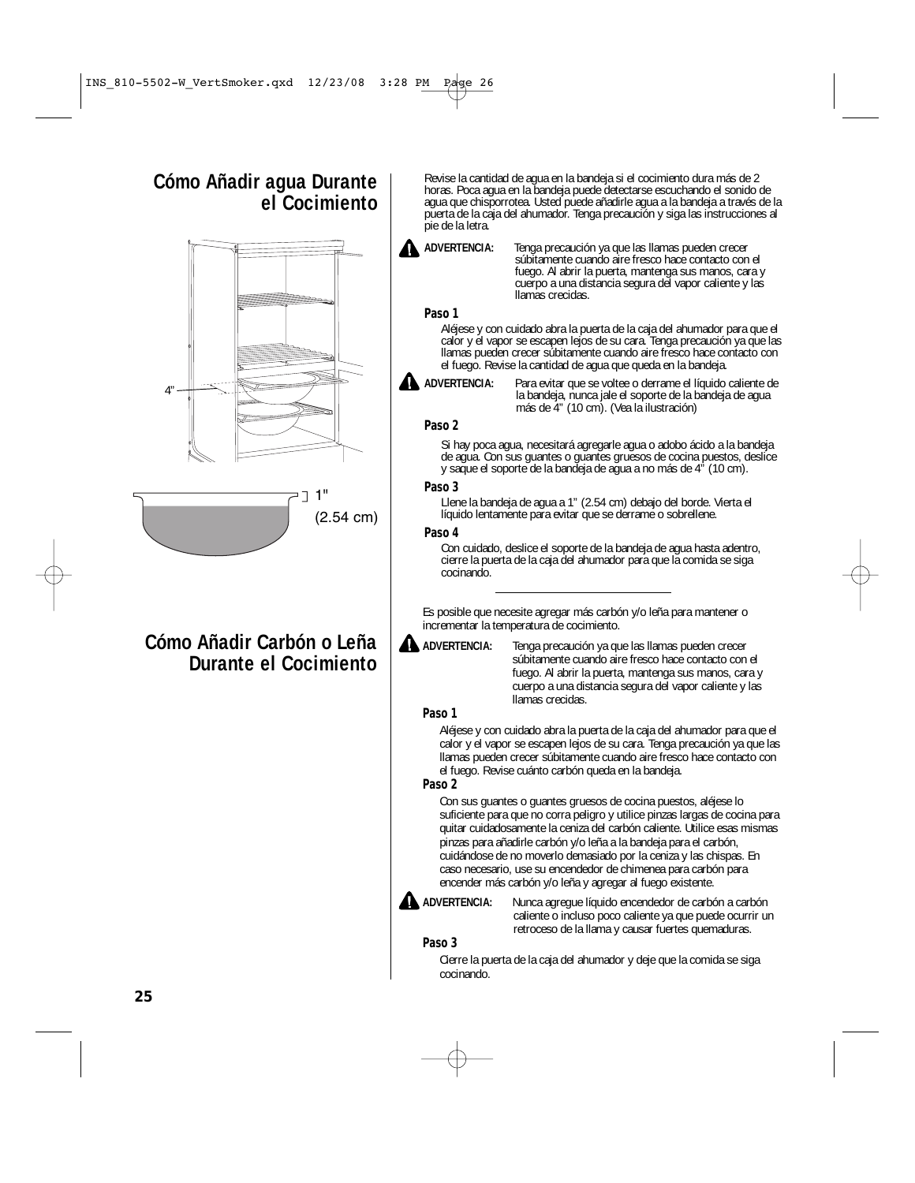## Cómo Añadir agua Durante el Cocimiento

Revise la cantidad de agua en la bandeja si el cocimiento dura más de 2 horas. Poca agua en la bandeja puede detectarse escuchando el sonido de agua que chisporrotea. Usted puede añadirle agua a la bandeja a través de la puerta de la caja del ahumador. Tenga precaución y siga las instrucciones al pie de la letra.

**ADVERTENCIA:** Tenga precaución ya que las llamas pueden crecer súbitamente cuando aire fresco hace contacto con el fuego. Al abrir la puerta, mantenga sus manos, cara y cuerpo a una distancia segura del vapor caliente y las llamas crecidas.

### Paso 1

Aléjese y con cuidado abra la puerta de la caja del ahumador para que el calor y el vapor se escapen lejos de su cara. Tenga precaución ya que las llamas pueden crecer súbitamente cuando aire fresco hace contacto con el fuego. Revise la cantidad de agua que queda en la bandeja.

**ADVERTENCIA:** Para evitar que se voltee o derrame el líquido caliente de la bandeja, nunca jale el soporte de la bandeja de agua más de 4" (10 cm). (Vea la ilustración)

### Paso 2

Si hay poca agua, necesitará agregarle agua o adobo ácido a la bandeja de agua. Con sus guantes o guantes gruesos de cocina puestos, deslice y saque el soporte de la bandeja de agua a no más de 4" (10 cm).

### Paso 3

Llene la bandeja de agua a 1" (2.54 cm) debajo del borde. Vierta el líquido lentamente para evitar que se derrame o sobrellene.

### Paso 4

Con cuidado, deslice el soporte de la bandeja de agua hasta adentro, cierre la puerta de la caja del ahumador para que la comida se siga cocinando.

4"

1" (2.54 cm)

---

## Cómo Añadir Carbón o Leña Durante el Cocimiento

Es posible que necesite agregar más carbón y/o leña para mantener o incrementar la temperatura de cocimiento.

**ADVERTENCIA:** Tenga precaución ya que las llamas pueden crecer súbitamente cuando aire fresco hace contacto con el fuego. Al abrir la puerta, mantenga sus manos, cara y cuerpo a una distancia segura del vapor caliente y las llamas crecidas.

### Paso 1

Aléjese y con cuidado abra la puerta de la caja del ahumador para que el calor y el vapor se escapen lejos de su cara. Tenga precaución ya que las llamas pueden crecer súbitamente cuando aire fresco hace contacto con el fuego. Revise cuánto carbón queda en la bandeja.

### Paso 2

Con sus guantes o guantes gruesos de cocina puestos, aléjese lo suficiente para que no corra peligro y utilice pinzas largas de cocina para quitar cuidadosamente la ceniza del carbón caliente. Utilice esas mismas pinzas para añadirle carbón y/o leña a la bandeja para el carbón, cuidándose de no moverlo demasiado por la ceniza y las chispas. En caso necesario, use su encendedor de chimenea para carbón para encender más carbón y/o leña y agregar al fuego existente.

**ADVERTENCIA:** Nunca agregue líquido encendedor de carbón a carbón caliente o incluso poco caliente ya que puede ocurrir un retroceso de la llama y causar fuertes quemaduras.

### Paso 3

Cierre la puerta de la caja del ahumador y deje que la comida se siga cocinando.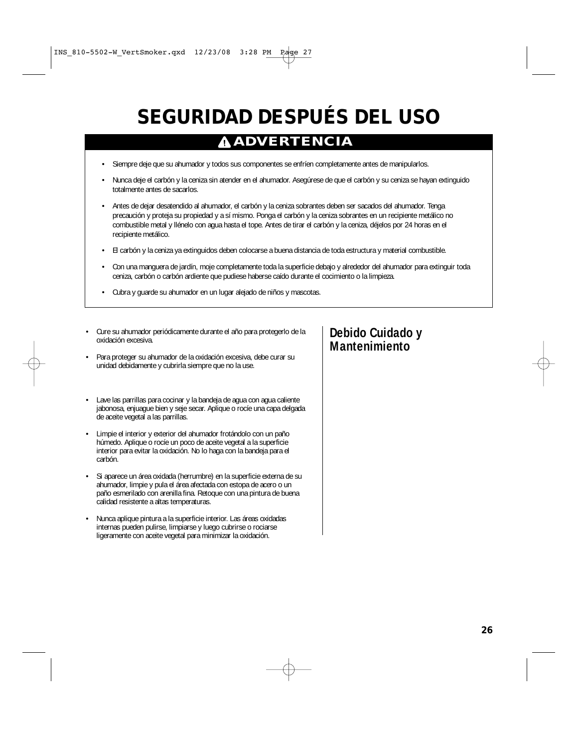# SEGURIDAD DESPUÉS DEL USO

## ⚠ ADVERTENCIA

- Siempre deje que su ahumador y todos sus componentes se enfríen completamente antes de manipularlos.
- Nunca deje el carbón y la ceniza sin atender en el ahumador. Asegúrese de que el carbón y su ceniza se hayan extinguido totalmente antes de sacarlos.
- Antes de dejar desatendido al ahumador, el carbón y la ceniza sobrantes deben ser sacados del ahumador. Tenga precaución y proteja su propiedad y a sí mismo. Ponga el carbón y la ceniza sobrantes en un recipiente metálico no combustible metal y llénelo con agua hasta el tope. Antes de tirar el carbón y la ceniza, déjelos por 24 horas en el recipiente metálico.
- El carbón y la ceniza ya extinguidos deben colocarse a buena distancia de toda estructura y material combustible.
- Con una manguera de jardín, moje completamente toda la superficie debajo y alrededor del ahumador para extinguir toda ceniza, carbón o carbón ardiente que pudiese haberse caído durante el cocimiento o la limpieza.
- Cubra y guarde su ahumador en un lugar alejado de niños y mascotas.

## Debido Cuidado y Mantenimiento

- Cure su ahumador periódicamente durante el año para protegerlo de la oxidación excesiva.
- Para proteger su ahumador de la oxidación excesiva, debe curar su unidad debidamente y cubrirla siempre que no la use.

- Lave las parrillas para cocinar y la bandeja de agua con agua caliente jabonosa, enjuague bien y seje secar. Aplique o rocíe una capa delgada de aceite vegetal a las parrillas.
- Limpie el interior y exterior del ahumador frotándolo con un paño húmedo. Aplique o rocíe un poco de aceite vegetal a la superficie interior para evitar la oxidación. No lo haga con la bandeja para el carbón.
- Si aparece un área oxidada (herrumbre) en la superficie externa de su ahumador, limpie y pula el área afectada con estopa de acero o un paño esmerilado con arenilla fina. Retoque con una pintura de buena calidad resistente a altas temperaturas.
- Nunca aplique pintura a la superficie interior. Las áreas oxidadas internas pueden pulirse, limpiarse y luego cubrirse o rociarse ligeramente con aceite vegetal para minimizar la oxidación.